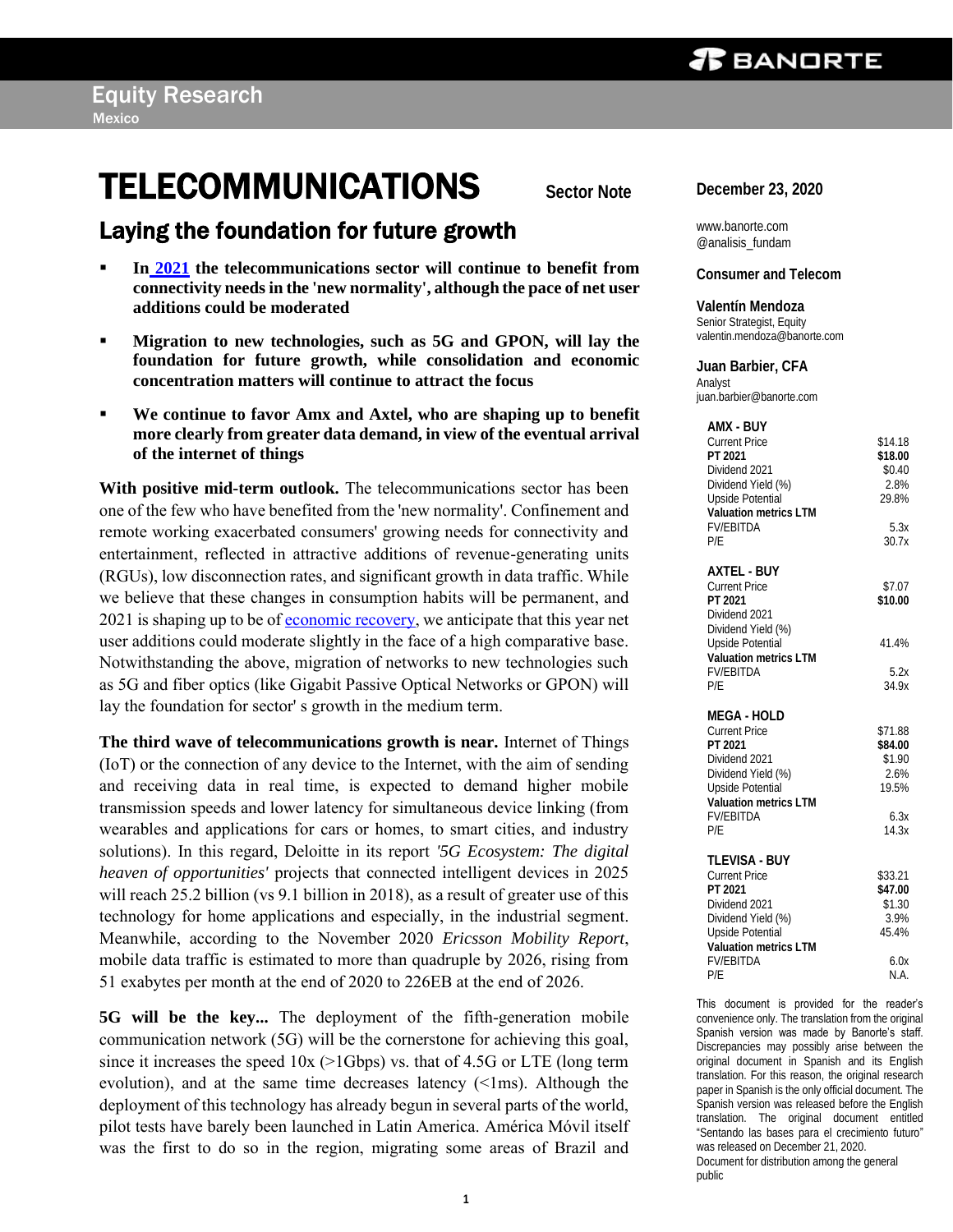# TELECOMMUNICATIONS

**Sector Note**

## Laying the foundation for future growth

- **In 2021 the telecommunications sector will continue to benefit from connectivity needs in the 'new normality', although the pace of net user additions could be moderated**
- **Migration to new technologies, such as 5G and GPON, will lay the foundation for future growth, while consolidation and economic concentration matters will continue to attract the focus**
- **We continue to favor Amx and Axtel, who are shaping up to benefit more clearly from greater data demand, in view of the eventual arrival of the internet of things**

**With positive mid-term outlook.** The telecommunications sector has been one of the few who have benefited from the 'new normality'. Confinement and remote working exacerbated consumers' growing needs for connectivity and entertainment, reflected in attractive additions of revenue-generating units (RGUs), low disconnection rates, and significant growth in data traffic. While we believe that these changes in consumption habits will be permanent, and 2021 is shaping up to be of economic recovery, we anticipate that this year net user additions could moderate slightly in the face of a high comparative base. Notwithstanding the above, migration of networks to new technologies such as 5G and fiber optics (like Gigabit Passive Optical Networks or GPON) will lay the foundation for sector' s growth in the medium term.

**The third wave of telecommunications growth is near.** Internet of Things (IoT) or the connection of any device to the Internet, with the aim of sending and receiving data in real time, is expected to demand higher mobile transmission speeds and lower latency for simultaneous device linking (from wearables and applications for cars or homes, to smart cities, and industry solutions). In this regard, Deloitte in its report *'5G Ecosystem: The digital heaven of opportunities'* projects that connected intelligent devices in 2025 will reach 25.2 billion (vs 9.1 billion in 2018), as a result of greater use of this technology for home applications and especially, in the industrial segment. Meanwhile, according to the November 2020 *Ericsson Mobility Report*, mobile data traffic is estimated to more than quadruple by 2026, rising from 51 exabytes per month at the end of 2020 to 226EB at the end of 2026.

**5G will be the key...** The deployment of the fifth-generation mobile communication network (5G) will be the cornerstone for achieving this goal, since it increases the speed 10x (>1Gbps) vs. that of 4.5G or LTE (long term evolution), and at the same time decreases latency (<1ms). Although the deployment of this technology has already begun in several parts of the world, pilot tests have barely been launched in Latin America. América Móvil itself was the first to do so in the region, migrating some areas of Brazil and

**December 23, 2020**

www.banorte.com
@analisis_fundam

**Consumer and Telecom**

**Valentín Mendoza**
Senior Strategist, Equity
valentin.mendoza@banorte.com

**Juan Barbier, CFA**
Analyst
juan.barbier@banorte.com

| **AMX - BUY** | |
|---|---|
| Current Price | $14.18 |
| **PT 2021** | **$18.00** |
| Dividend 2021 | $0.40 |
| Dividend Yield (%) | 2.8% |
| Upside Potential | 29.8% |
| **Valuation metrics LTM** | |
| FV/EBITDA | 5.3x |
| P/E | 30.7x |

| **AXTEL - BUY** | |
|---|---|
| Current Price | $7.07 |
| **PT 2021** | **$10.00** |
| Dividend 2021 | |
| Dividend Yield (%) | |
| Upside Potential | 41.4% |
| **Valuation metrics LTM** | |
| FV/EBITDA | 5.2x |
| P/E | 34.9x |

| **MEGA - HOLD** | |
|---|---|
| Current Price | $71.88 |
| **PT 2021** | **$84.00** |
| Dividend 2021 | $1.90 |
| Dividend Yield (%) | 2.6% |
| Upside Potential | 19.5% |
| **Valuation metrics LTM** | |
| FV/EBITDA | 6.3x |
| P/E | 14.3x |

| **TLEVISA - BUY** | |
|---|---|
| Current Price | $33.21 |
| **PT 2021** | **$47.00** |
| Dividend 2021 | $1.30 |
| Dividend Yield (%) | 3.9% |
| Upside Potential | 45.4% |
| **Valuation metrics LTM** | |
| FV/EBITDA | 6.0x |
| P/E | N.A. |

This document is provided for the reader's convenience only. The translation from the original Spanish version was made by Banorte's staff. Discrepancies may possibly arise between the original document in Spanish and its English translation. For this reason, the original research paper in Spanish is the only official document. The Spanish version was released before the English translation. The original document entitled "Sentando las bases para el crecimiento futuro" was released on December 21, 2020.
Document for distribution among the general public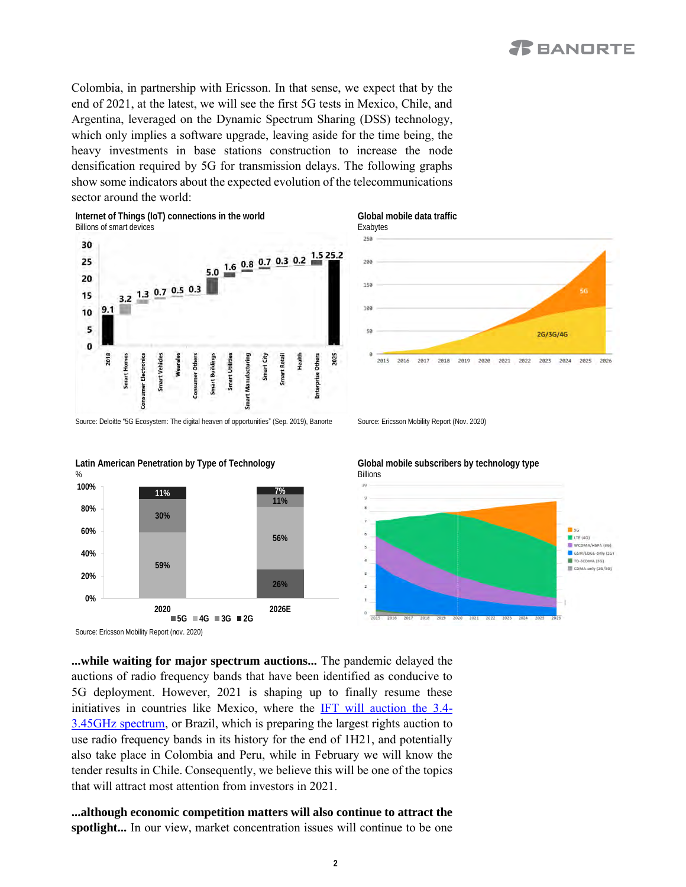Colombia, in partnership with Ericsson. In that sense, we expect that by the end of 2021, at the latest, we will see the first 5G tests in Mexico, Chile, and Argentina, leveraged on the Dynamic Spectrum Sharing (DSS) technology, which only implies a software upgrade, leaving aside for the time being, the heavy investments in base stations construction to increase the node densification required by 5G for transmission delays. The following graphs show some indicators about the expected evolution of the telecommunications sector around the world:

**Internet of Things (IoT) connections in the world**
Billions of smart devices

| Category | Value |
|---|---|
| 2018 | 9.1 |
| Smart Homes | 3.2 |
| Consumer Electronics | 1.3 |
| Smart Vehicles | 0.7 |
| Wearales | 0.5 |
| Consumer Others | 0.3 |
| Smart Buildings | 5.0 |
| Smart Utilities | 1.6 |
| Smart Manufacturing | 0.8 |
| Smart City | 0.7 |
| Smart Retail | 0.3 |
| Health | 0.2 |
| Enterprise Others | 1.5 |
| 2025 | 25.2 |

Source: Deloitte "5G Ecosystem: The digital heaven of opportunities" (Sep. 2019), Banorte

**Global mobile data traffic**
Exabytes

Source: Ericsson Mobility Report (Nov. 2020)

**Latin American Penetration by Type of Technology**
%

| | 5G | 4G | 3G | 2G |
|---|---|---|---|---|
| 2020 | | 59% | 30% | 11% |
| 2026E | 26% | 56% | 11% | 7% |

Source: Ericsson Mobility Report (nov. 2020)

**Global mobile subscribers by technology type**
Billions

**...while waiting for major spectrum auctions...** The pandemic delayed the auctions of radio frequency bands that have been identified as conducive to 5G deployment. However, 2021 is shaping up to finally resume these initiatives in countries like Mexico, where the IFT will auction the 3.4-3.45GHz spectrum, or Brazil, which is preparing the largest rights auction to use radio frequency bands in its history for the end of 1H21, and potentially also take place in Colombia and Peru, while in February we will know the tender results in Chile. Consequently, we believe this will be one of the topics that will attract most attention from investors in 2021.

**...although economic competition matters will also continue to attract the spotlight...** In our view, market concentration issues will continue to be one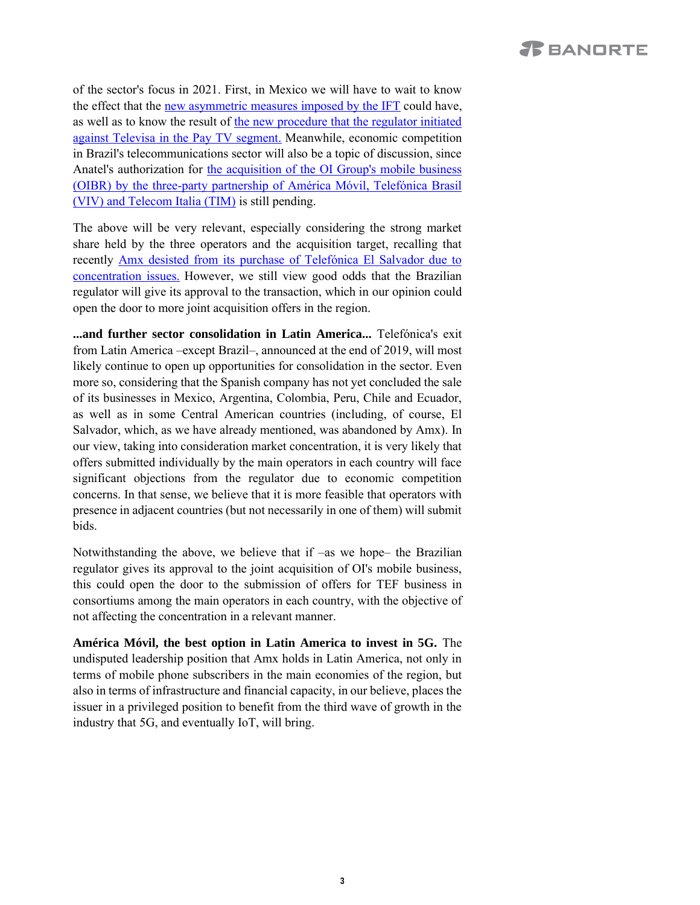of the sector's focus in 2021. First, in Mexico we will have to wait to know the effect that the new asymmetric measures imposed by the IFT could have, as well as to know the result of the new procedure that the regulator initiated against Televisa in the Pay TV segment. Meanwhile, economic competition in Brazil's telecommunications sector will also be a topic of discussion, since Anatel's authorization for the acquisition of the OI Group's mobile business (OIBR) by the three-party partnership of América Móvil, Telefónica Brasil (VIV) and Telecom Italia (TIM) is still pending.

The above will be very relevant, especially considering the strong market share held by the three operators and the acquisition target, recalling that recently Amx desisted from its purchase of Telefónica El Salvador due to concentration issues. However, we still view good odds that the Brazilian regulator will give its approval to the transaction, which in our opinion could open the door to more joint acquisition offers in the region.

**...and further sector consolidation in Latin America...** Telefónica's exit from Latin America –except Brazil–, announced at the end of 2019, will most likely continue to open up opportunities for consolidation in the sector. Even more so, considering that the Spanish company has not yet concluded the sale of its businesses in Mexico, Argentina, Colombia, Peru, Chile and Ecuador, as well as in some Central American countries (including, of course, El Salvador, which, as we have already mentioned, was abandoned by Amx). In our view, taking into consideration market concentration, it is very likely that offers submitted individually by the main operators in each country will face significant objections from the regulator due to economic competition concerns. In that sense, we believe that it is more feasible that operators with presence in adjacent countries (but not necessarily in one of them) will submit bids.

Notwithstanding the above, we believe that if –as we hope– the Brazilian regulator gives its approval to the joint acquisition of OI's mobile business, this could open the door to the submission of offers for TEF business in consortiums among the main operators in each country, with the objective of not affecting the concentration in a relevant manner.

**América Móvil, the best option in Latin America to invest in 5G.** The undisputed leadership position that Amx holds in Latin America, not only in terms of mobile phone subscribers in the main economies of the region, but also in terms of infrastructure and financial capacity, in our believe, places the issuer in a privileged position to benefit from the third wave of growth in the industry that 5G, and eventually IoT, will bring.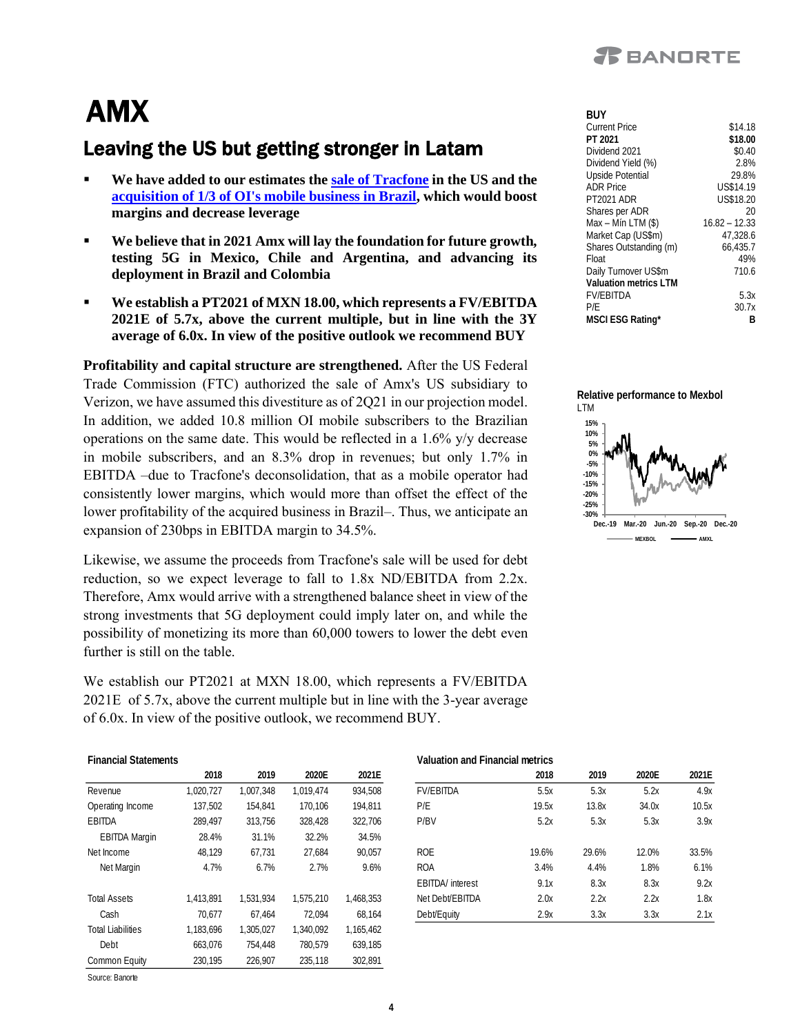# AMX

## Leaving the US but getting stronger in Latam

- **We have added to our estimates the sale of Tracfone in the US and the acquisition of 1/3 of OI's mobile business in Brazil, which would boost margins and decrease leverage**
- **We believe that in 2021 Amx will lay the foundation for future growth, testing 5G in Mexico, Chile and Argentina, and advancing its deployment in Brazil and Colombia**
- **We establish a PT2021 of MXN 18.00, which represents a FV/EBITDA 2021E of 5.7x, above the current multiple, but in line with the 3Y average of 6.0x. In view of the positive outlook we recommend BUY**

| **BUY** | |
|---|---|
| Current Price | $14.18 |
| **PT 2021** | **$18.00** |
| Dividend 2021 | $0.40 |
| Dividend Yield (%) | 2.8% |
| Upside Potential | 29.8% |
| ADR Price | US$14.19 |
| PT2021 ADR | US$18.20 |
| Shares per ADR | 20 |
| Max – Mín LTM ($) | 16.82 – 12.33 |
| Market Cap (US$m) | 47,328.6 |
| Shares Outstanding (m) | 66,435.7 |
| Float | 49% |
| Daily Turnover US$m | 710.6 |
| **Valuation metrics LTM** | |
| FV/EBITDA | 5.3x |
| P/E | 30.7x |
| **MSCI ESG Rating*** | **B** |

**Relative performance to Mexbol**
LTM

**Profitability and capital structure are strengthened.** After the US Federal Trade Commission (FTC) authorized the sale of Amx's US subsidiary to Verizon, we have assumed this divestiture as of 2Q21 in our projection model. In addition, we added 10.8 million OI mobile subscribers to the Brazilian operations on the same date. This would be reflected in a 1.6% y/y decrease in mobile subscribers, and an 8.3% drop in revenues; but only 1.7% in EBITDA –due to Tracfone's deconsolidation, that as a mobile operator had consistently lower margins, which would more than offset the effect of the lower profitability of the acquired business in Brazil–. Thus, we anticipate an expansion of 230bps in EBITDA margin to 34.5%.

Likewise, we assume the proceeds from Tracfone's sale will be used for debt reduction, so we expect leverage to fall to 1.8x ND/EBITDA from 2.2x. Therefore, Amx would arrive with a strengthened balance sheet in view of the strong investments that 5G deployment could imply later on, and while the possibility of monetizing its more than 60,000 towers to lower the debt even further is still on the table.

We establish our PT2021 at MXN 18.00, which represents a FV/EBITDA 2021E of 5.7x, above the current multiple but in line with the 3-year average of 6.0x. In view of the positive outlook, we recommend BUY.

**Financial Statements**

| | 2018 | 2019 | 2020E | 2021E |
|---|---|---|---|---|
| Revenue | 1,020,727 | 1,007,348 | 1,019,474 | 934,508 |
| Operating Income | 137,502 | 154,841 | 170,106 | 194,811 |
| EBITDA | 289,497 | 313,756 | 328,428 | 322,706 |
| EBITDA Margin | 28.4% | 31.1% | 32.2% | 34.5% |
| Net Income | 48,129 | 67,731 | 27,684 | 90,057 |
| Net Margin | 4.7% | 6.7% | 2.7% | 9.6% |
| | | | | |
| Total Assets | 1,413,891 | 1,531,934 | 1,575,210 | 1,468,353 |
| Cash | 70,677 | 67,464 | 72,094 | 68,164 |
| Total Liabilities | 1,183,696 | 1,305,027 | 1,340,092 | 1,165,462 |
| Debt | 663,076 | 754,448 | 780,579 | 639,185 |
| Common Equity | 230,195 | 226,907 | 235,118 | 302,891 |

Source: Banorte

**Valuation and Financial metrics**

| | 2018 | 2019 | 2020E | 2021E |
|---|---|---|---|---|
| FV/EBITDA | 5.5x | 5.3x | 5.2x | 4.9x |
| P/E | 19.5x | 13.8x | 34.0x | 10.5x |
| P/BV | 5.2x | 5.3x | 5.3x | 3.9x |
| | | | | |
| ROE | 19.6% | 29.6% | 12.0% | 33.5% |
| ROA | 3.4% | 4.4% | 1.8% | 6.1% |
| EBITDA/ interest | 9.1x | 8.3x | 8.3x | 9.2x |
| Net Debt/EBITDA | 2.0x | 2.2x | 2.2x | 1.8x |
| Debt/Equity | 2.9x | 3.3x | 3.3x | 2.1x |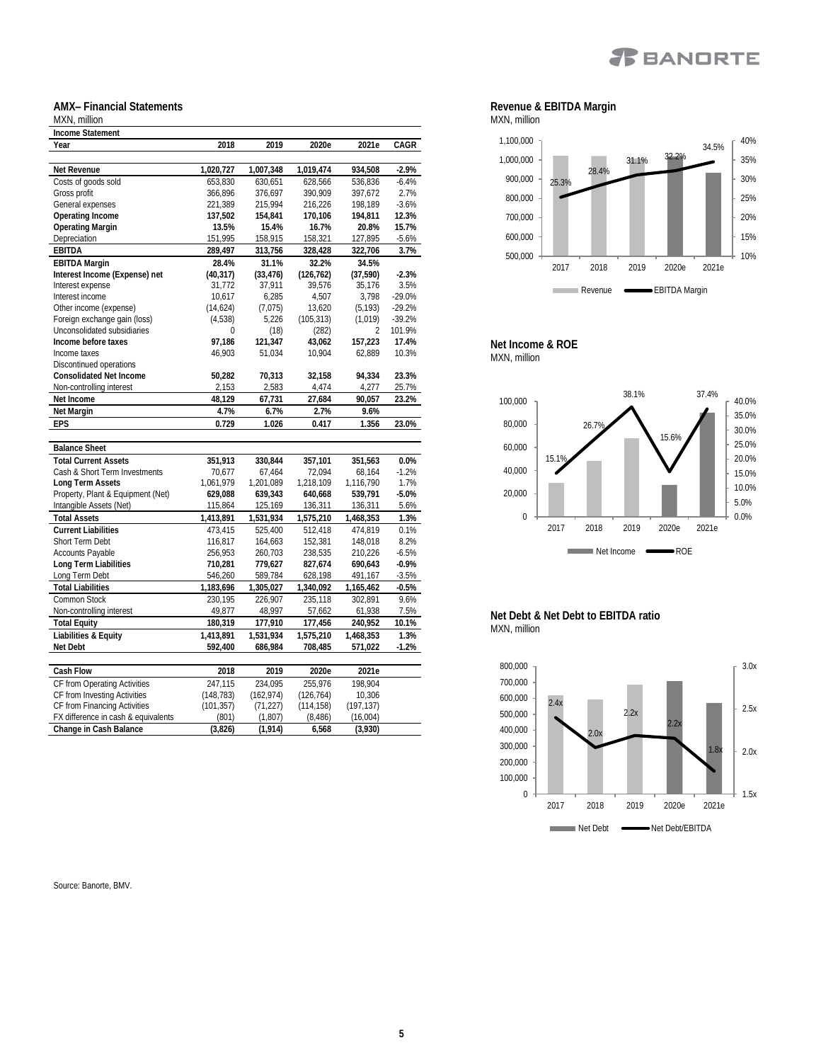## AMX– Financial Statements

MXN, million

| Income Statement | | | | | |
|---|---|---|---|---|---|
| **Year** | **2018** | **2019** | **2020e** | **2021e** | **CAGR** |
| **Net Revenue** | **1,020,727** | **1,007,348** | **1,019,474** | **934,508** | **-2.9%** |
| Costs of goods sold | 653,830 | 630,651 | 628,566 | 536,836 | -6.4% |
| Gross profit | 366,896 | 376,697 | 390,909 | 397,672 | 2.7% |
| General expenses | 221,389 | 215,994 | 216,226 | 198,189 | -3.6% |
| **Operating Income** | **137,502** | **154,841** | **170,106** | **194,811** | **12.3%** |
| **Operating Margin** | **13.5%** | **15.4%** | **16.7%** | **20.8%** | **15.7%** |
| Depreciation | 151,995 | 158,915 | 158,321 | 127,895 | -5.6% |
| **EBITDA** | **289,497** | **313,756** | **328,428** | **322,706** | **3.7%** |
| **EBITDA Margin** | **28.4%** | **31.1%** | **32.2%** | **34.5%** | |
| **Interest Income (Expense) net** | **(40,317)** | **(33,476)** | **(126,762)** | **(37,590)** | **-2.3%** |
| Interest expense | 31,772 | 37,911 | 39,576 | 35,176 | 3.5% |
| Interest income | 10,617 | 6,285 | 4,507 | 3,798 | -29.0% |
| Other income (expense) | (14,624) | (7,075) | 13,620 | (5,193) | -29.2% |
| Foreign exchange gain (loss) | (4,538) | 5,226 | (105,313) | (1,019) | -39.2% |
| Unconsolidated subsidiaries | 0 | (18) | (282) | 2 | 101.9% |
| **Income before taxes** | **97,186** | **121,347** | **43,062** | **157,223** | **17.4%** |
| Income taxes | 46,903 | 51,034 | 10,904 | 62,889 | 10.3% |
| Discontinued operations | | | | | |
| **Consolidated Net Income** | **50,282** | **70,313** | **32,158** | **94,334** | **23.3%** |
| Non-controlling interest | 2,153 | 2,583 | 4,474 | 4,277 | 25.7% |
| **Net Income** | **48,129** | **67,731** | **27,684** | **90,057** | **23.2%** |
| **Net Margin** | **4.7%** | **6.7%** | **2.7%** | **9.6%** | |
| **EPS** | **0.729** | **1.026** | **0.417** | **1.356** | **23.0%** |

| Balance Sheet | | | | | |
|---|---|---|---|---|---|
| **Total Current Assets** | **351,913** | **330,844** | **357,101** | **351,563** | **0.0%** |
| Cash & Short Term Investments | 70,677 | 67,464 | 72,094 | 68,164 | -1.2% |
| **Long Term Assets** | 1,061,979 | 1,201,089 | 1,218,109 | 1,116,790 | 1.7% |
| **Property, Plant & Equipment (Net)** | **629,088** | **639,343** | **640,668** | **539,791** | **-5.0%** |
| Intangible Assets (Net) | 115,864 | 125,169 | 136,311 | 136,311 | 5.6% |
| **Total Assets** | **1,413,891** | **1,531,934** | **1,575,210** | **1,468,353** | **1.3%** |
| **Current Liabilities** | 473,415 | 525,400 | 512,418 | 474,819 | 0.1% |
| Short Term Debt | 116,817 | 164,663 | 152,381 | 148,018 | 8.2% |
| Accounts Payable | 256,953 | 260,703 | 238,535 | 210,226 | -6.5% |
| **Long Term Liabilities** | 710,281 | 779,627 | 827,674 | 690,643 | -0.9% |
| Long Term Debt | 546,260 | 589,784 | 628,198 | 491,167 | -3.5% |
| **Total Liabilities** | **1,183,696** | **1,305,027** | **1,340,092** | **1,165,462** | **-0.5%** |
| Common Stock | 230,195 | 226,907 | 235,118 | 302,891 | 9.6% |
| Non-controlling interest | 49,877 | 48,997 | 57,662 | 61,938 | 7.5% |
| **Total Equity** | **180,319** | **177,910** | **177,456** | **240,952** | **10.1%** |
| **Liabilities & Equity** | **1,413,891** | **1,531,934** | **1,575,210** | **1,468,353** | **1.3%** |
| **Net Debt** | **592,400** | **686,984** | **708,485** | **571,022** | **-1.2%** |

| Cash Flow | 2018 | 2019 | 2020e | 2021e |
|---|---|---|---|---|
| CF from Operating Activities | 247,115 | 234,095 | 255,976 | 198,904 |
| CF from Investing Activities | (148,783) | (162,974) | (126,764) | 10,306 |
| CF from Financing Activities | (101,357) | (71,227) | (114,158) | (197,137) |
| FX difference in cash & equivalents | (801) | (1,807) | (8,486) | (16,004) |
| **Change in Cash Balance** | **(3,826)** | **(1,914)** | **6,568** | **(3,930)** |

### Revenue & EBITDA Margin

MXN, million

| | 2017 | 2018 | 2019 | 2020e | 2021e |
|---|---|---|---|---|---|
| EBITDA Margin | 25.3% | 28.4% | 31.1% | 32.2% | 34.5% |

### Net Income & ROE

MXN, million

| | 2017 | 2018 | 2019 | 2020e | 2021e |
|---|---|---|---|---|---|
| ROE | 15.1% | 26.7% | 38.1% | 15.6% | 37.4% |

### Net Debt & Net Debt to EBITDA ratio

MXN, million

| | 2017 | 2018 | 2019 | 2020e | 2021e |
|---|---|---|---|---|---|
| Net Debt/EBITDA | 2.4x | 2.0x | 2.2x | 2.2x | 1.8x |

Source: Banorte, BMV.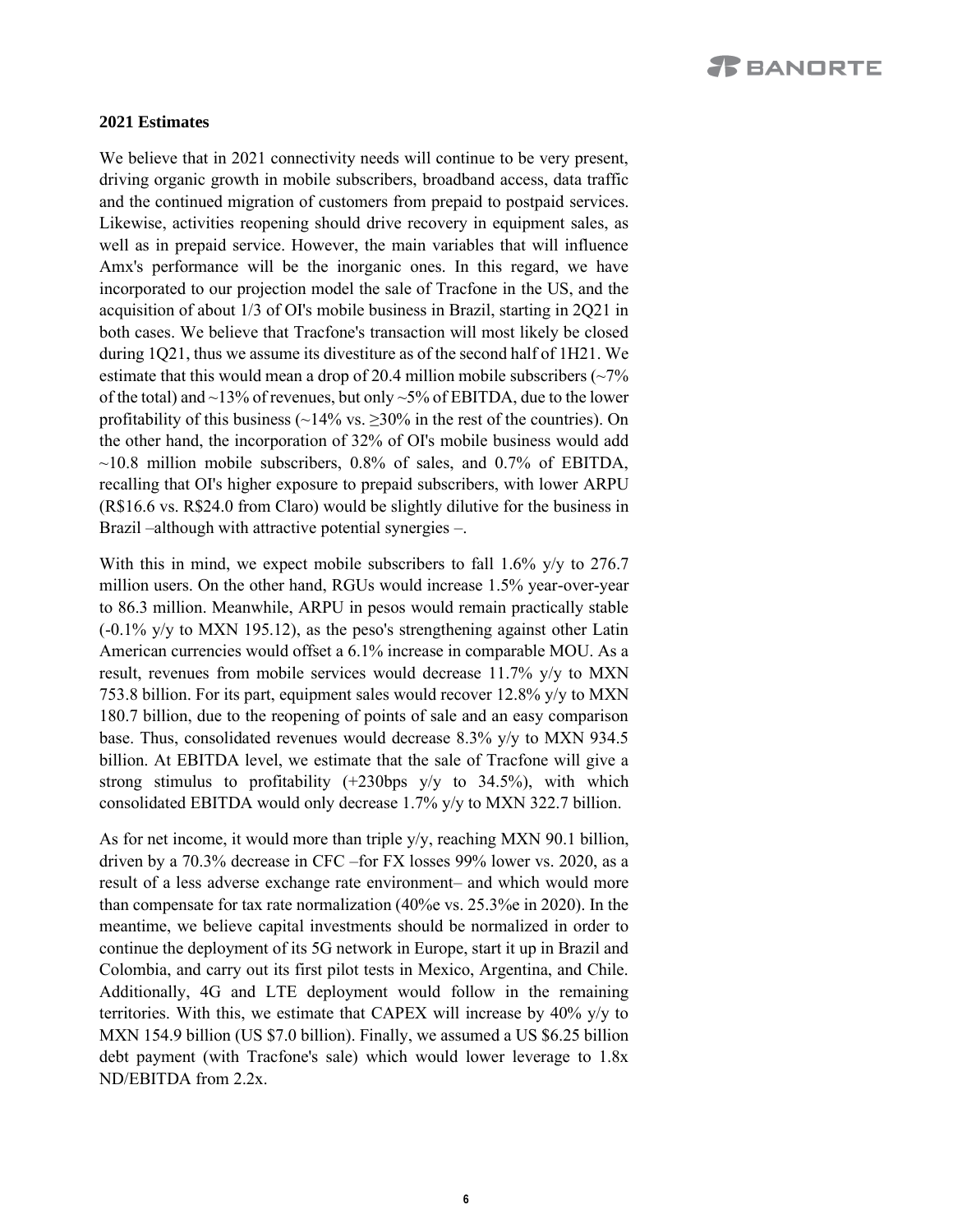**2021 Estimates**

We believe that in 2021 connectivity needs will continue to be very present, driving organic growth in mobile subscribers, broadband access, data traffic and the continued migration of customers from prepaid to postpaid services. Likewise, activities reopening should drive recovery in equipment sales, as well as in prepaid service. However, the main variables that will influence Amx's performance will be the inorganic ones. In this regard, we have incorporated to our projection model the sale of Tracfone in the US, and the acquisition of about 1/3 of OI's mobile business in Brazil, starting in 2Q21 in both cases. We believe that Tracfone's transaction will most likely be closed during 1Q21, thus we assume its divestiture as of the second half of 1H21. We estimate that this would mean a drop of 20.4 million mobile subscribers (~7% of the total) and ~13% of revenues, but only ~5% of EBITDA, due to the lower profitability of this business (~14% vs. ≥30% in the rest of the countries). On the other hand, the incorporation of 32% of OI's mobile business would add ~10.8 million mobile subscribers, 0.8% of sales, and 0.7% of EBITDA, recalling that OI's higher exposure to prepaid subscribers, with lower ARPU (R$16.6 vs. R$24.0 from Claro) would be slightly dilutive for the business in Brazil –although with attractive potential synergies –.

With this in mind, we expect mobile subscribers to fall 1.6% y/y to 276.7 million users. On the other hand, RGUs would increase 1.5% year-over-year to 86.3 million. Meanwhile, ARPU in pesos would remain practically stable (-0.1% y/y to MXN 195.12), as the peso's strengthening against other Latin American currencies would offset a 6.1% increase in comparable MOU. As a result, revenues from mobile services would decrease 11.7% y/y to MXN 753.8 billion. For its part, equipment sales would recover 12.8% y/y to MXN 180.7 billion, due to the reopening of points of sale and an easy comparison base. Thus, consolidated revenues would decrease 8.3% y/y to MXN 934.5 billion. At EBITDA level, we estimate that the sale of Tracfone will give a strong stimulus to profitability (+230bps y/y to 34.5%), with which consolidated EBITDA would only decrease 1.7% y/y to MXN 322.7 billion.

As for net income, it would more than triple y/y, reaching MXN 90.1 billion, driven by a 70.3% decrease in CFC –for FX losses 99% lower vs. 2020, as a result of a less adverse exchange rate environment– and which would more than compensate for tax rate normalization (40%e vs. 25.3%e in 2020). In the meantime, we believe capital investments should be normalized in order to continue the deployment of its 5G network in Europe, start it up in Brazil and Colombia, and carry out its first pilot tests in Mexico, Argentina, and Chile. Additionally, 4G and LTE deployment would follow in the remaining territories. With this, we estimate that CAPEX will increase by 40% y/y to MXN 154.9 billion (US $7.0 billion). Finally, we assumed a US $6.25 billion debt payment (with Tracfone's sale) which would lower leverage to 1.8x ND/EBITDA from 2.2x.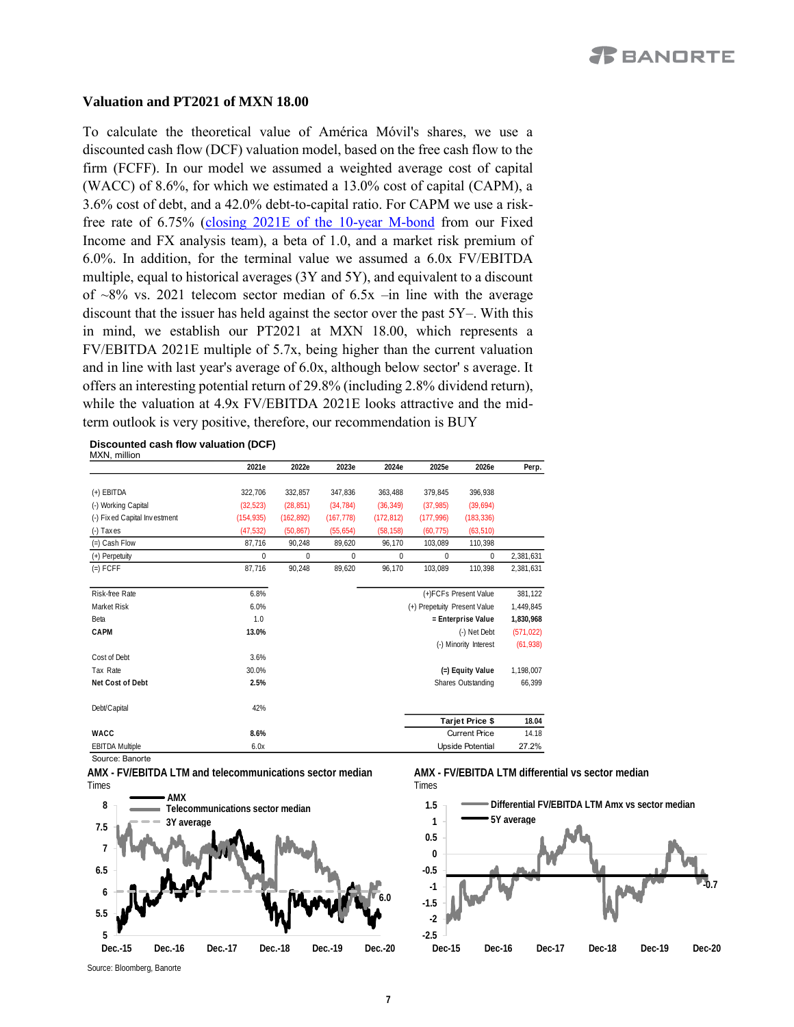## Valuation and PT2021 of MXN 18.00

To calculate the theoretical value of América Móvil's shares, we use a discounted cash flow (DCF) valuation model, based on the free cash flow to the firm (FCFF). In our model we assumed a weighted average cost of capital (WACC) of 8.6%, for which we estimated a 13.0% cost of capital (CAPM), a 3.6% cost of debt, and a 42.0% debt-to-capital ratio. For CAPM we use a risk-free rate of 6.75% (closing 2021E of the 10-year M-bond from our Fixed Income and FX analysis team), a beta of 1.0, and a market risk premium of 6.0%. In addition, for the terminal value we assumed a 6.0x FV/EBITDA multiple, equal to historical averages (3Y and 5Y), and equivalent to a discount of ~8% vs. 2021 telecom sector median of 6.5x –in line with the average discount that the issuer has held against the sector over the past 5Y–. With this in mind, we establish our PT2021 at MXN 18.00, which represents a FV/EBITDA 2021E multiple of 5.7x, being higher than the current valuation and in line with last year's average of 6.0x, although below sector' s average. It offers an interesting potential return of 29.8% (including 2.8% dividend return), while the valuation at 4.9x FV/EBITDA 2021E looks attractive and the mid-term outlook is very positive, therefore, our recommendation is BUY

**Discounted cash flow valuation (DCF)**
MXN, million

| | 2021e | 2022e | 2023e | 2024e | 2025e | 2026e | Perp. |
|---|---|---|---|---|---|---|---|
| (+) EBITDA | 322,706 | 332,857 | 347,836 | 363,488 | 379,845 | 396,938 | |
| (-) Working Capital | (32,523) | (28,851) | (34,784) | (36,349) | (37,985) | (39,694) | |
| (-) Fixed Capital Investment | (154,935) | (162,892) | (167,778) | (172,812) | (177,996) | (183,336) | |
| (-) Taxes | (47,532) | (50,867) | (55,654) | (58,158) | (60,775) | (63,510) | |
| (=) Cash Flow | 87,716 | 90,248 | 89,620 | 96,170 | 103,089 | 110,398 | |
| (+) Perpetuity | 0 | 0 | 0 | 0 | 0 | 0 | 2,381,631 |
| (=) FCFF | 87,716 | 90,248 | 89,620 | 96,170 | 103,089 | 110,398 | 2,381,631 |

| | |
|---|---|
| Risk-free Rate | 6.8% |
| Market Risk | 6.0% |
| Beta | 1.0 |
| **CAPM** | **13.0%** |
| Cost of Debt | 3.6% |
| Tax Rate | 30.0% |
| **Net Cost of Debt** | **2.5%** |
| Debt/Capital | 42% |
| **WACC** | **8.6%** |
| EBITDA Multiple | 6.0x |

| | |
|---|---|
| (+)FCFs Present Value | 381,122 |
| (+) Prepetuity Present Value | 1,449,845 |
| **= Enterprise Value** | **1,830,968** |
| (-) Net Debt | (571,022) |
| (-) Minority Interest | (61,938) |
| **(=) Equity Value** | 1,198,007 |
| Shares Outstanding | 66,399 |
| **Tarjet Price $** | **18.04** |
| Current Price | 14.18 |
| Upside Potential | 27.2% |

Source: Banorte

**AMX - FV/EBITDA LTM and telecommunications sector median**
Times

**AMX - FV/EBITDA LTM differential vs sector median**
Times

Source: Bloomberg, Banorte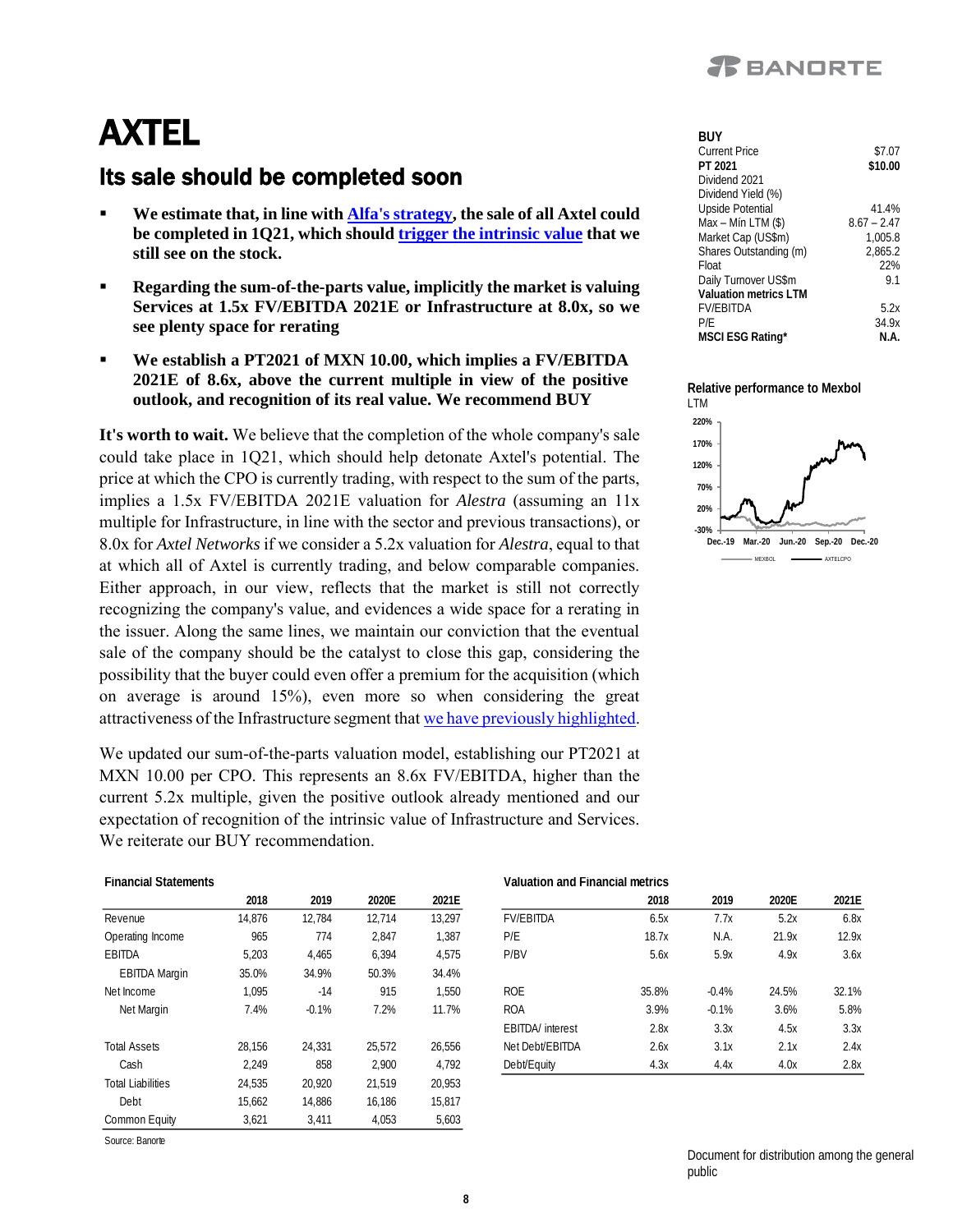# AXTEL

## Its sale should be completed soon

- **We estimate that, in line with Alfa's strategy, the sale of all Axtel could be completed in 1Q21, which should trigger the intrinsic value that we still see on the stock.**
- **Regarding the sum-of-the-parts value, implicitly the market is valuing Services at 1.5x FV/EBITDA 2021E or Infrastructure at 8.0x, so we see plenty space for rerating**
- **We establish a PT2021 of MXN 10.00, which implies a FV/EBITDA 2021E of 8.6x, above the current multiple in view of the positive outlook, and recognition of its real value. We recommend BUY**

| **BUY** | |
|---|---|
| Current Price | $7.07 |
| **PT 2021** | **$10.00** |
| Dividend 2021 | |
| Dividend Yield (%) | |
| Upside Potential | 41.4% |
| Max – Min LTM ($) | 8.67 – 2.47 |
| Market Cap (US$m) | 1,005.8 |
| Shares Outstanding (m) | 2,865.2 |
| Float | 22% |
| Daily Turnover US$m | 9.1 |
| **Valuation metrics LTM** | |
| FV/EBITDA | 5.2x |
| P/E | 34.9x |
| **MSCI ESG Rating*** | **N.A.** |

**Relative performance to Mexbol**
LTM

**It's worth to wait.** We believe that the completion of the whole company's sale could take place in 1Q21, which should help detonate Axtel's potential. The price at which the CPO is currently trading, with respect to the sum of the parts, implies a 1.5x FV/EBITDA 2021E valuation for *Alestra* (assuming an 11x multiple for Infrastructure, in line with the sector and previous transactions), or 8.0x for *Axtel Networks* if we consider a 5.2x valuation for *Alestra*, equal to that at which all of Axtel is currently trading, and below comparable companies. Either approach, in our view, reflects that the market is still not correctly recognizing the company's value, and evidences a wide space for a rerating in the issuer. Along the same lines, we maintain our conviction that the eventual sale of the company should be the catalyst to close this gap, considering the possibility that the buyer could even offer a premium for the acquisition (which on average is around 15%), even more so when considering the great attractiveness of the Infrastructure segment that we have previously highlighted.

We updated our sum-of-the-parts valuation model, establishing our PT2021 at MXN 10.00 per CPO. This represents an 8.6x FV/EBITDA, higher than the current 5.2x multiple, given the positive outlook already mentioned and our expectation of recognition of the intrinsic value of Infrastructure and Services. We reiterate our BUY recommendation.

**Financial Statements**

| | 2018 | 2019 | 2020E | 2021E |
|---|---|---|---|---|
| Revenue | 14,876 | 12,784 | 12,714 | 13,297 |
| Operating Income | 965 | 774 | 2,847 | 1,387 |
| EBITDA | 5,203 | 4,465 | 6,394 | 4,575 |
| EBITDA Margin | 35.0% | 34.9% | 50.3% | 34.4% |
| Net Income | 1,095 | -14 | 915 | 1,550 |
| Net Margin | 7.4% | -0.1% | 7.2% | 11.7% |
| | | | | |
| Total Assets | 28,156 | 24,331 | 25,572 | 26,556 |
| Cash | 2,249 | 858 | 2,900 | 4,792 |
| Total Liabilities | 24,535 | 20,920 | 21,519 | 20,953 |
| Debt | 15,662 | 14,886 | 16,186 | 15,817 |
| Common Equity | 3,621 | 3,411 | 4,053 | 5,603 |

Source: Banorte

**Valuation and Financial metrics**

| | 2018 | 2019 | 2020E | 2021E |
|---|---|---|---|---|
| FV/EBITDA | 6.5x | 7.7x | 5.2x | 6.8x |
| P/E | 18.7x | N.A. | 21.9x | 12.9x |
| P/BV | 5.6x | 5.9x | 4.9x | 3.6x |
| | | | | |
| ROE | 35.8% | -0.4% | 24.5% | 32.1% |
| ROA | 3.9% | -0.1% | 3.6% | 5.8% |
| EBITDA/ interest | 2.8x | 3.3x | 4.5x | 3.3x |
| Net Debt/EBITDA | 2.6x | 3.1x | 2.1x | 2.4x |
| Debt/Equity | 4.3x | 4.4x | 4.0x | 2.8x |

Document for distribution among the general public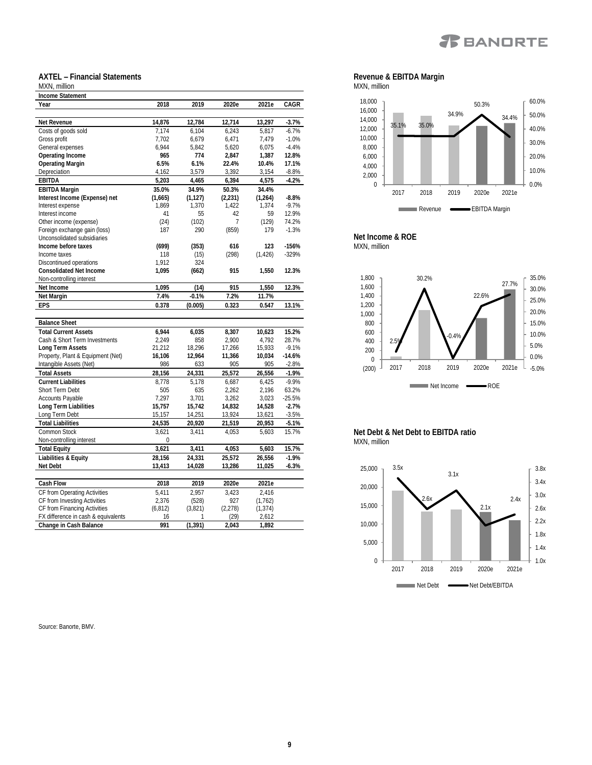## AXTEL – Financial Statements

MXN, million

| Income Statement | | | | | |
|---|---|---|---|---|---|
| **Year** | **2018** | **2019** | **2020e** | **2021e** | **CAGR** |
| **Net Revenue** | **14,876** | **12,784** | **12,714** | **13,297** | **-3.7%** |
| Costs of goods sold | 7,174 | 6,104 | 6,243 | 5,817 | -6.7% |
| Gross profit | 7,702 | 6,679 | 6,471 | 7,479 | -1.0% |
| General expenses | 6,944 | 5,842 | 5,620 | 6,075 | -4.4% |
| **Operating Income** | **965** | **774** | **2,847** | **1,387** | **12.8%** |
| **Operating Margin** | **6.5%** | **6.1%** | **22.4%** | **10.4%** | **17.1%** |
| Depreciation | 4,162 | 3,579 | 3,392 | 3,154 | -8.8% |
| **EBITDA** | **5,203** | **4,465** | **6,394** | **4,575** | **-4.2%** |
| **EBITDA Margin** | **35.0%** | **34.9%** | **50.3%** | **34.4%** | |
| **Interest Income (Expense) net** | **(1,665)** | **(1,127)** | **(2,231)** | **(1,264)** | **-8.8%** |
| Interest expense | 1,869 | 1,370 | 1,422 | 1,374 | -9.7% |
| Interest income | 41 | 55 | 42 | 59 | 12.9% |
| Other income (expense) | (24) | (102) | 7 | (129) | 74.2% |
| Foreign exchange gain (loss) | 187 | 290 | (859) | 179 | -1.3% |
| Unconsolidated subsidiaries | | | | | |
| **Income before taxes** | **(699)** | **(353)** | **616** | **123** | **-156%** |
| Income taxes | 118 | (15) | (298) | (1,426) | -329% |
| Discontinued operations | 1,912 | 324 | | | |
| **Consolidated Net Income** | **1,095** | **(662)** | **915** | **1,550** | **12.3%** |
| Non-controlling interest | | | | | |
| **Net Income** | **1,095** | **(14)** | **915** | **1,550** | **12.3%** |
| **Net Margin** | **7.4%** | **-0.1%** | **7.2%** | **11.7%** | |
| **EPS** | **0.378** | **(0.005)** | **0.323** | **0.547** | **13.1%** |

| Balance Sheet | | | | | |
|---|---|---|---|---|---|
| **Total Current Assets** | **6,944** | **6,035** | **8,307** | **10,623** | **15.2%** |
| Cash & Short Term Investments | 2,249 | 858 | 2,900 | 4,792 | 28.7% |
| **Long Term Assets** | **21,212** | **18,296** | **17,266** | **15,933** | **-9.1%** |
| **Property, Plant & Equipment (Net)** | **16,106** | **12,964** | **11,366** | **10,034** | **-14.6%** |
| Intangible Assets (Net) | 986 | 633 | 905 | 905 | -2.8% |
| **Total Assets** | **28,156** | **24,331** | **25,572** | **26,556** | **-1.9%** |
| **Current Liabilities** | **8,778** | **5,178** | **6,687** | **6,425** | **-9.9%** |
| Short Term Debt | 505 | 635 | 2,262 | 2,196 | 63.2% |
| Accounts Payable | 7,297 | 3,701 | 3,262 | 3,023 | -25.5% |
| **Long Term Liabilities** | **15,757** | **15,742** | **14,832** | **14,528** | **-2.7%** |
| Long Term Debt | 15,157 | 14,251 | 13,924 | 13,621 | -3.5% |
| **Total Liabilities** | **24,535** | **20,920** | **21,519** | **20,953** | **-5.1%** |
| Common Stock | 3,621 | 3,411 | 4,053 | 5,603 | 15.7% |
| Non-controlling interest | 0 | | | | |
| **Total Equity** | **3,621** | **3,411** | **4,053** | **5,603** | **15.7%** |
| **Liabilities & Equity** | **28,156** | **24,331** | **25,572** | **26,556** | **-1.9%** |
| **Net Debt** | **13,413** | **14,028** | **13,286** | **11,025** | **-6.3%** |

| **Cash Flow** | **2018** | **2019** | **2020e** | **2021e** |
|---|---|---|---|---|
| CF from Operating Activities | 5,411 | 2,957 | 3,423 | 2,416 |
| CF from Investing Activities | 2,376 | (528) | 927 | (1,762) |
| CF from Financing Activities | (6,812) | (3,821) | (2,278) | (1,374) |
| FX difference in cash & equivalents | 16 | 1 | (29) | 2,612 |
| **Change in Cash Balance** | **991** | **(1,391)** | **2,043** | **1,892** |

**Revenue & EBITDA Margin**

MXN, million

**Net Income & ROE**

MXN, million

**Net Debt & Net Debt to EBITDA ratio**

MXN, million

Source: Banorte, BMV.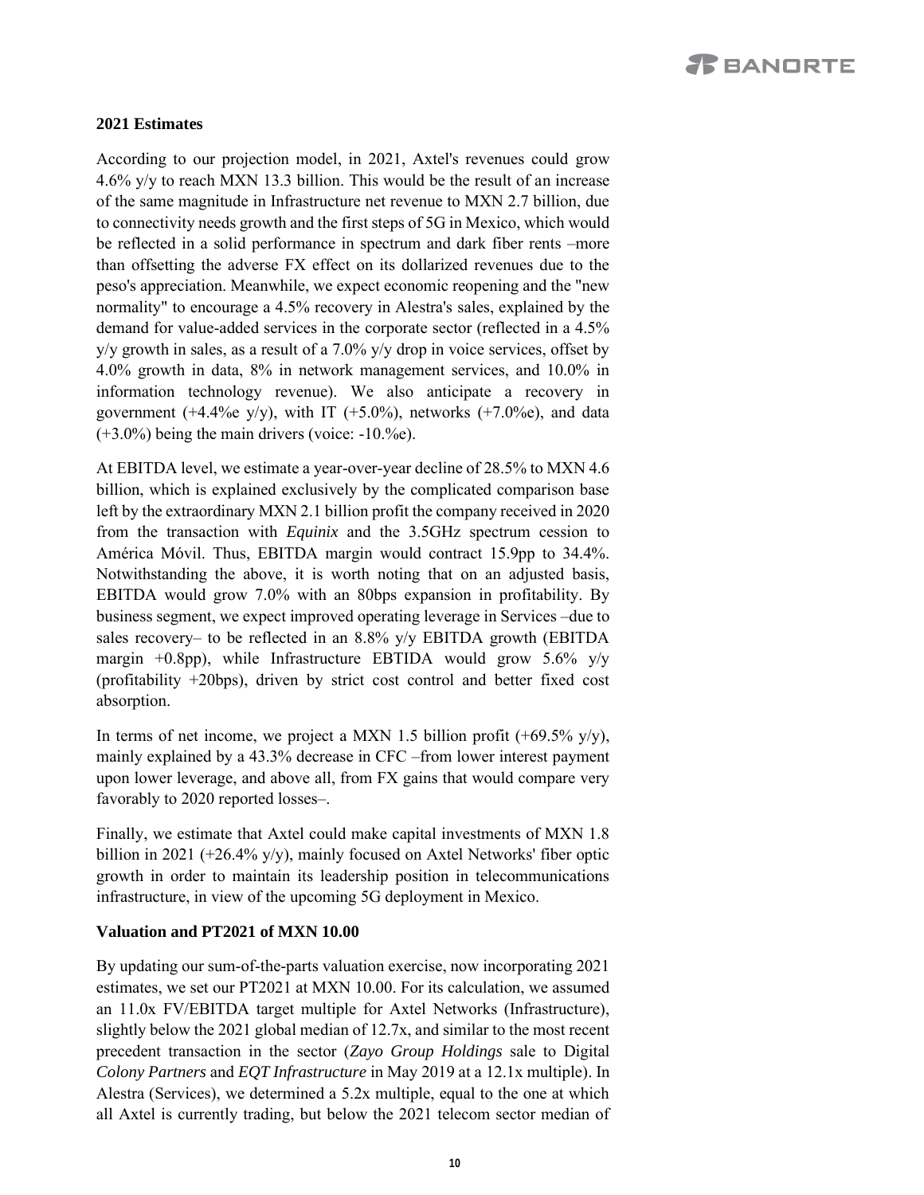**2021 Estimates**

According to our projection model, in 2021, Axtel's revenues could grow 4.6% y/y to reach MXN 13.3 billion. This would be the result of an increase of the same magnitude in Infrastructure net revenue to MXN 2.7 billion, due to connectivity needs growth and the first steps of 5G in Mexico, which would be reflected in a solid performance in spectrum and dark fiber rents –more than offsetting the adverse FX effect on its dollarized revenues due to the peso's appreciation. Meanwhile, we expect economic reopening and the "new normality" to encourage a 4.5% recovery in Alestra's sales, explained by the demand for value-added services in the corporate sector (reflected in a 4.5% y/y growth in sales, as a result of a 7.0% y/y drop in voice services, offset by 4.0% growth in data, 8% in network management services, and 10.0% in information technology revenue). We also anticipate a recovery in government (+4.4%e y/y), with IT (+5.0%), networks (+7.0%e), and data (+3.0%) being the main drivers (voice: -10.%e).

At EBITDA level, we estimate a year-over-year decline of 28.5% to MXN 4.6 billion, which is explained exclusively by the complicated comparison base left by the extraordinary MXN 2.1 billion profit the company received in 2020 from the transaction with *Equinix* and the 3.5GHz spectrum cession to América Móvil. Thus, EBITDA margin would contract 15.9pp to 34.4%. Notwithstanding the above, it is worth noting that on an adjusted basis, EBITDA would grow 7.0% with an 80bps expansion in profitability. By business segment, we expect improved operating leverage in Services –due to sales recovery– to be reflected in an 8.8% y/y EBITDA growth (EBITDA margin +0.8pp), while Infrastructure EBTIDA would grow 5.6% y/y (profitability +20bps), driven by strict cost control and better fixed cost absorption.

In terms of net income, we project a MXN 1.5 billion profit (+69.5% y/y), mainly explained by a 43.3% decrease in CFC –from lower interest payment upon lower leverage, and above all, from FX gains that would compare very favorably to 2020 reported losses–.

Finally, we estimate that Axtel could make capital investments of MXN 1.8 billion in 2021 (+26.4% y/y), mainly focused on Axtel Networks' fiber optic growth in order to maintain its leadership position in telecommunications infrastructure, in view of the upcoming 5G deployment in Mexico.

**Valuation and PT2021 of MXN 10.00**

By updating our sum-of-the-parts valuation exercise, now incorporating 2021 estimates, we set our PT2021 at MXN 10.00. For its calculation, we assumed an 11.0x FV/EBITDA target multiple for Axtel Networks (Infrastructure), slightly below the 2021 global median of 12.7x, and similar to the most recent precedent transaction in the sector (*Zayo Group Holdings* sale to Digital *Colony Partners* and *EQT Infrastructure* in May 2019 at a 12.1x multiple). In Alestra (Services), we determined a 5.2x multiple, equal to the one at which all Axtel is currently trading, but below the 2021 telecom sector median of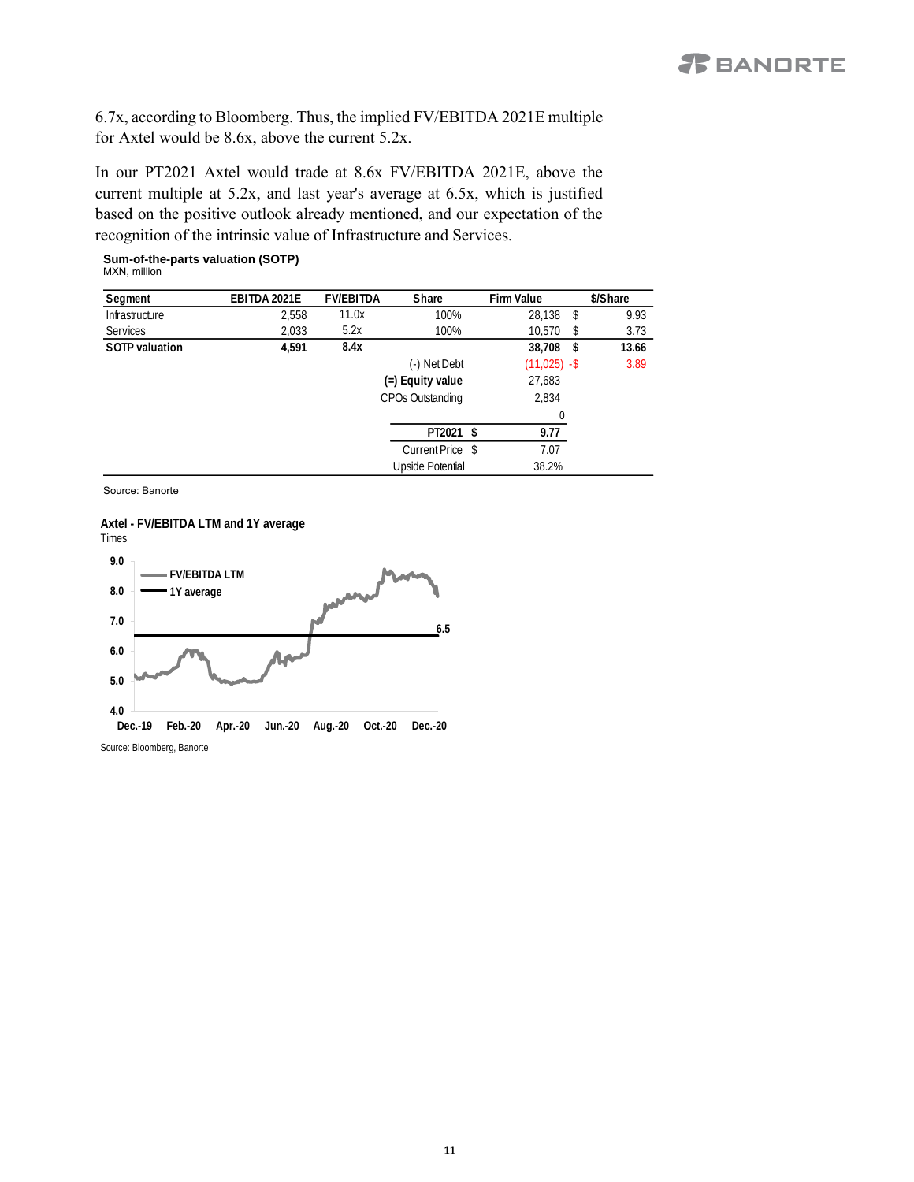6.7x, according to Bloomberg. Thus, the implied FV/EBITDA 2021E multiple for Axtel would be 8.6x, above the current 5.2x.

In our PT2021 Axtel would trade at 8.6x FV/EBITDA 2021E, above the current multiple at 5.2x, and last year's average at 6.5x, which is justified based on the positive outlook already mentioned, and our expectation of the recognition of the intrinsic value of Infrastructure and Services.

**Sum-of-the-parts valuation (SOTP)**
MXN, million

| Segment | EBITDA 2021E | FV/EBITDA | Share | Firm Value | $/Share |
|---|---|---|---|---|---|
| Infrastructure | 2,558 | 11.0x | 100% | 28,138 | $ 9.93 |
| Services | 2,033 | 5.2x | 100% | 10,570 | $ 3.73 |
| **SOTP valuation** | **4,591** | **8.4x** | | **38,708** | **$ 13.66** |
| | | | (-) Net Debt | (11,025) | -$ 3.89 |
| | | | **(=) Equity value** | 27,683 | |
| | | | CPOs Outstanding | 2,834 | |
| | | | | 0 | |
| | | | **PT2021 $** | **9.77** | |
| | | | Current Price $ | 7.07 | |
| | | | Upside Potential | 38.2% | |

Source: Banorte

**Axtel - FV/EBITDA LTM and 1Y average**
Times

Source: Bloomberg, Banorte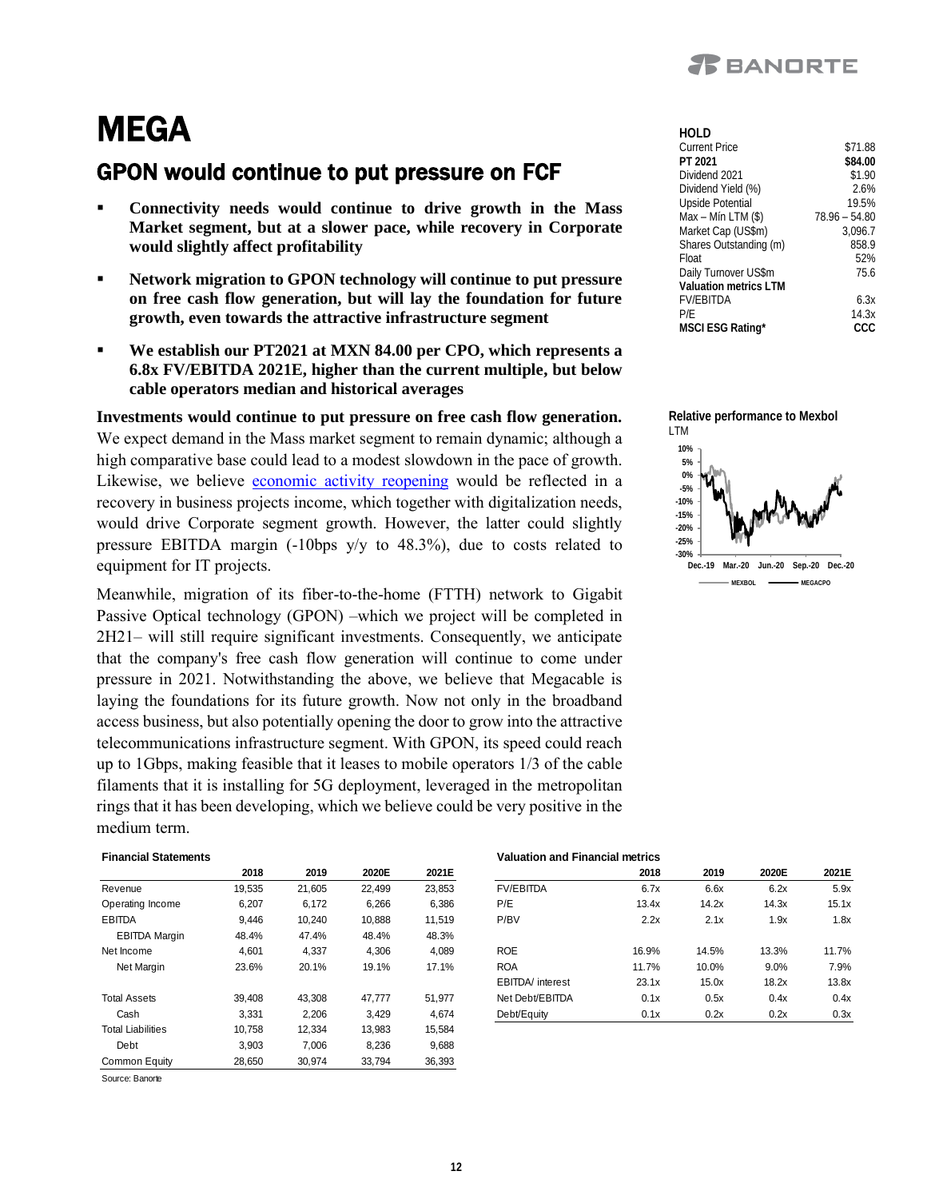# MEGA

## GPON would continue to put pressure on FCF

- **Connectivity needs would continue to drive growth in the Mass Market segment, but at a slower pace, while recovery in Corporate would slightly affect profitability**
- **Network migration to GPON technology will continue to put pressure on free cash flow generation, but will lay the foundation for future growth, even towards the attractive infrastructure segment**
- **We establish our PT2021 at MXN 84.00 per CPO, which represents a 6.8x FV/EBITDA 2021E, higher than the current multiple, but below cable operators median and historical averages**

**Investments would continue to put pressure on free cash flow generation.** We expect demand in the Mass market segment to remain dynamic; although a high comparative base could lead to a modest slowdown in the pace of growth. Likewise, we believe economic activity reopening would be reflected in a recovery in business projects income, which together with digitalization needs, would drive Corporate segment growth. However, the latter could slightly pressure EBITDA margin (-10bps y/y to 48.3%), due to costs related to equipment for IT projects.

Meanwhile, migration of its fiber-to-the-home (FTTH) network to Gigabit Passive Optical technology (GPON) –which we project will be completed in 2H21– will still require significant investments. Consequently, we anticipate that the company's free cash flow generation will continue to come under pressure in 2021. Notwithstanding the above, we believe that Megacable is laying the foundations for its future growth. Now not only in the broadband access business, but also potentially opening the door to grow into the attractive telecommunications infrastructure segment. With GPON, its speed could reach up to 1Gbps, making feasible that it leases to mobile operators 1/3 of the cable filaments that it is installing for 5G deployment, leveraged in the metropolitan rings that it has been developing, which we believe could be very positive in the medium term.

| **HOLD** | |
|---|---|
| Current Price | $71.88 |
| **PT 2021** | **$84.00** |
| Dividend 2021 | $1.90 |
| Dividend Yield (%) | 2.6% |
| Upside Potential | 19.5% |
| Max – Min LTM ($) | 78.96 – 54.80 |
| Market Cap (US$m) | 3,096.7 |
| Shares Outstanding (m) | 858.9 |
| Float | 52% |
| Daily Turnover US$m | 75.6 |
| **Valuation metrics LTM** | |
| FV/EBITDA | 6.3x |
| P/E | 14.3x |
| **MSCI ESG Rating*** | **CCC** |

**Relative performance to Mexbol**
LTM

**Financial Statements**

| | 2018 | 2019 | 2020E | 2021E |
|---|---|---|---|---|
| Revenue | 19,535 | 21,605 | 22,499 | 23,853 |
| Operating Income | 6,207 | 6,172 | 6,266 | 6,386 |
| EBITDA | 9,446 | 10,240 | 10,888 | 11,519 |
| EBITDA Margin | 48.4% | 47.4% | 48.4% | 48.3% |
| Net Income | 4,601 | 4,337 | 4,306 | 4,089 |
| Net Margin | 23.6% | 20.1% | 19.1% | 17.1% |
| | | | | |
| Total Assets | 39,408 | 43,308 | 47,777 | 51,977 |
| Cash | 3,331 | 2,206 | 3,429 | 4,674 |
| Total Liabilities | 10,758 | 12,334 | 13,983 | 15,584 |
| Debt | 3,903 | 7,006 | 8,236 | 9,688 |
| Common Equity | 28,650 | 30,974 | 33,794 | 36,393 |

Source: Banorte

**Valuation and Financial metrics**

| | 2018 | 2019 | 2020E | 2021E |
|---|---|---|---|---|
| FV/EBITDA | 6.7x | 6.6x | 6.2x | 5.9x |
| P/E | 13.4x | 14.2x | 14.3x | 15.1x |
| P/BV | 2.2x | 2.1x | 1.9x | 1.8x |
| | | | | |
| ROE | 16.9% | 14.5% | 13.3% | 11.7% |
| ROA | 11.7% | 10.0% | 9.0% | 7.9% |
| EBITDA/ interest | 23.1x | 15.0x | 18.2x | 13.8x |
| Net Debt/EBITDA | 0.1x | 0.5x | 0.4x | 0.4x |
| Debt/Equity | 0.1x | 0.2x | 0.2x | 0.3x |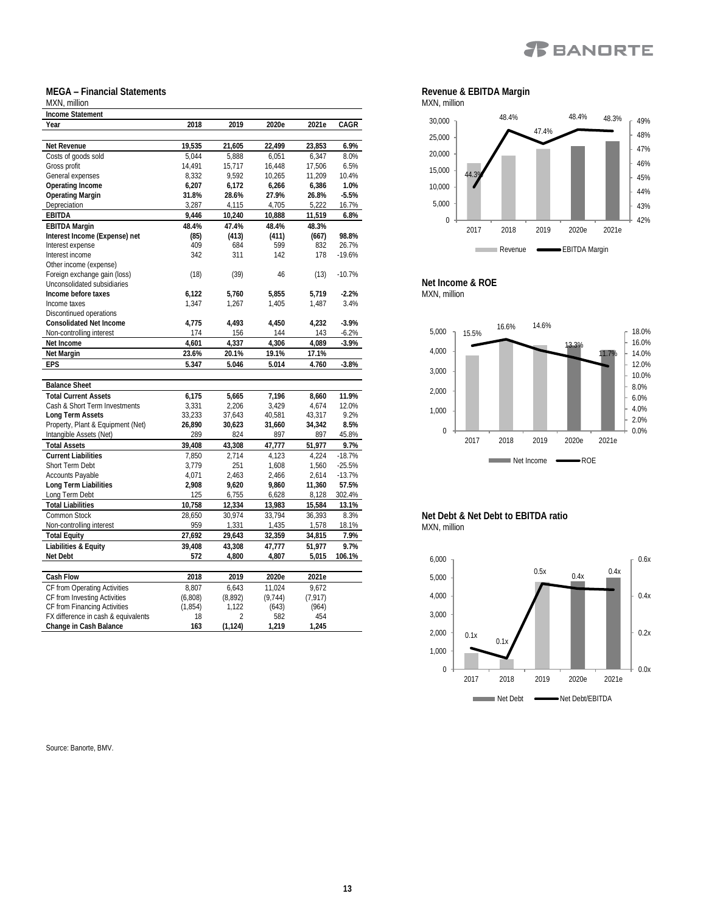## MEGA – Financial Statements

MXN, million

| Income Statement | | | | | |
|---|---|---|---|---|---|
| **Year** | **2018** | **2019** | **2020e** | **2021e** | **CAGR** |
| **Net Revenue** | **19,535** | **21,605** | **22,499** | **23,853** | **6.9%** |
| Costs of goods sold | 5,044 | 5,888 | 6,051 | 6,347 | 8.0% |
| Gross profit | 14,491 | 15,717 | 16,448 | 17,506 | 6.5% |
| General expenses | 8,332 | 9,592 | 10,265 | 11,209 | 10.4% |
| **Operating Income** | **6,207** | **6,172** | **6,266** | **6,386** | **1.0%** |
| **Operating Margin** | **31.8%** | **28.6%** | **27.9%** | **26.8%** | **-5.5%** |
| Depreciation | 3,287 | 4,115 | 4,705 | 5,222 | 16.7% |
| **EBITDA** | **9,446** | **10,240** | **10,888** | **11,519** | **6.8%** |
| **EBITDA Margin** | **48.4%** | **47.4%** | **48.4%** | **48.3%** | |
| **Interest Income (Expense) net** | **(85)** | **(413)** | **(411)** | **(667)** | **98.8%** |
| Interest expense | 409 | 684 | 599 | 832 | 26.7% |
| Interest income | 342 | 311 | 142 | 178 | -19.6% |
| Other income (expense) | | | | | |
| Foreign exchange gain (loss) | (18) | (39) | 46 | (13) | -10.7% |
| Unconsolidated subsidiaries | | | | | |
| **Income before taxes** | **6,122** | **5,760** | **5,855** | **5,719** | **-2.2%** |
| Income taxes | 1,347 | 1,267 | 1,405 | 1,487 | 3.4% |
| Discontinued operations | | | | | |
| **Consolidated Net Income** | **4,775** | **4,493** | **4,450** | **4,232** | **-3.9%** |
| Non-controlling interest | 174 | 156 | 144 | 143 | -6.2% |
| **Net Income** | **4,601** | **4,337** | **4,306** | **4,089** | **-3.9%** |
| **Net Margin** | **23.6%** | **20.1%** | **19.1%** | **17.1%** | |
| **EPS** | **5.347** | **5.046** | **5.014** | **4.760** | **-3.8%** |

| Balance Sheet | | | | | |
|---|---|---|---|---|---|
| **Total Current Assets** | **6,175** | **5,665** | **7,196** | **8,660** | **11.9%** |
| Cash & Short Term Investments | 3,331 | 2,206 | 3,429 | 4,674 | 12.0% |
| **Long Term Assets** | **33,233** | **37,643** | **40,581** | **43,317** | 9.2% |
| Property, Plant & Equipment (Net) | **26,890** | **30,623** | **31,660** | **34,342** | **8.5%** |
| Intangible Assets (Net) | 289 | 824 | 897 | 897 | 45.8% |
| **Total Assets** | **39,408** | **43,308** | **47,777** | **51,977** | **9.7%** |
| **Current Liabilities** | 7,850 | 2,714 | 4,123 | 4,224 | -18.7% |
| Short Term Debt | 3,779 | 251 | 1,608 | 1,560 | -25.5% |
| Accounts Payable | 4,071 | 2,463 | 2,466 | 2,614 | -13.7% |
| **Long Term Liabilities** | **2,908** | **9,620** | **9,860** | **11,360** | **57.5%** |
| Long Term Debt | 125 | 6,755 | 6,628 | 8,128 | 302.4% |
| **Total Liabilities** | **10,758** | **12,334** | **13,983** | **15,584** | **13.1%** |
| Common Stock | 28,650 | 30,974 | 33,794 | 36,393 | 8.3% |
| Non-controlling interest | 959 | 1,331 | 1,435 | 1,578 | 18.1% |
| **Total Equity** | **27,692** | **29,643** | **32,359** | **34,815** | **7.9%** |
| **Liabilities & Equity** | **39,408** | **43,308** | **47,777** | **51,977** | **9.7%** |
| **Net Debt** | **572** | **4,800** | **4,807** | **5,015** | **106.1%** |

| Cash Flow | 2018 | 2019 | 2020e | 2021e |
|---|---|---|---|---|
| CF from Operating Activities | 8,807 | 6,643 | 11,024 | 9,672 |
| CF from Investing Activities | (6,808) | (8,892) | (9,744) | (7,917) |
| CF from Financing Activities | (1,854) | 1,122 | (643) | (964) |
| FX difference in cash & equivalents | 18 | 2 | 582 | 454 |
| **Change in Cash Balance** | **163** | **(1,124)** | **1,219** | **1,245** |

**Revenue & EBITDA Margin**

MXN, million

**Net Income & ROE**

MXN, million

**Net Debt & Net Debt to EBITDA ratio**

MXN, million

Source: Banorte, BMV.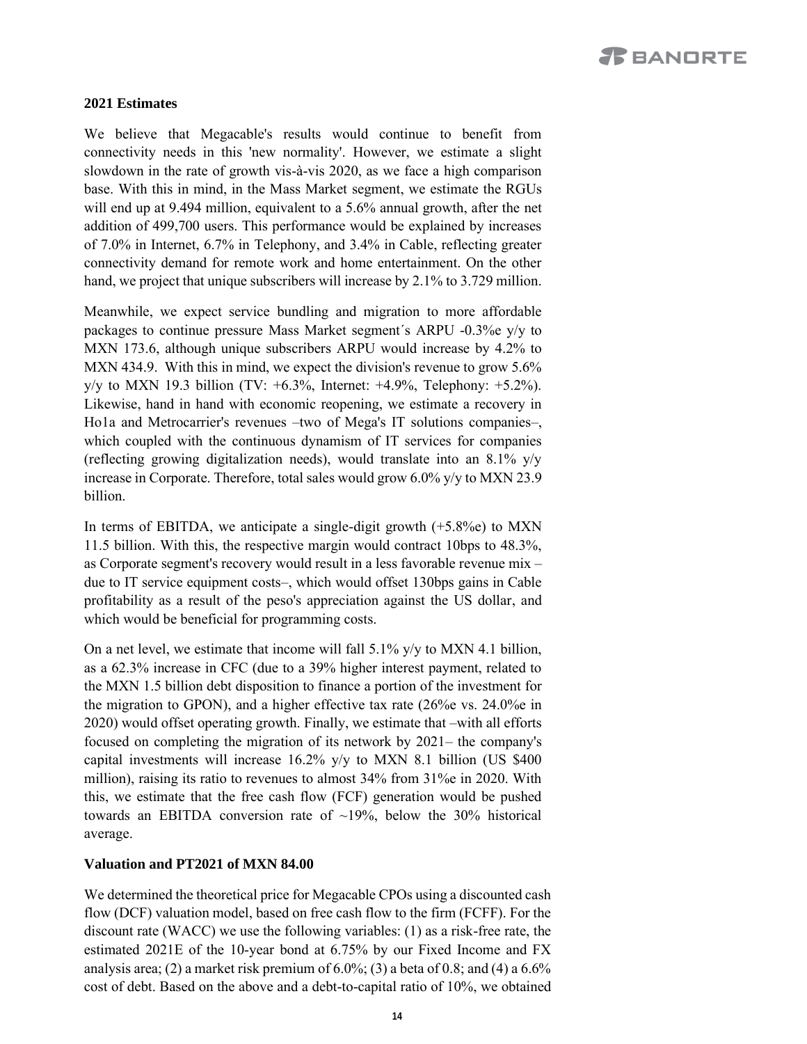**2021 Estimates**

We believe that Megacable's results would continue to benefit from connectivity needs in this 'new normality'. However, we estimate a slight slowdown in the rate of growth vis-à-vis 2020, as we face a high comparison base. With this in mind, in the Mass Market segment, we estimate the RGUs will end up at 9.494 million, equivalent to a 5.6% annual growth, after the net addition of 499,700 users. This performance would be explained by increases of 7.0% in Internet, 6.7% in Telephony, and 3.4% in Cable, reflecting greater connectivity demand for remote work and home entertainment. On the other hand, we project that unique subscribers will increase by 2.1% to 3.729 million.

Meanwhile, we expect service bundling and migration to more affordable packages to continue pressure Mass Market segment´s ARPU -0.3%e y/y to MXN 173.6, although unique subscribers ARPU would increase by 4.2% to MXN 434.9. With this in mind, we expect the division's revenue to grow 5.6% y/y to MXN 19.3 billion (TV: +6.3%, Internet: +4.9%, Telephony: +5.2%). Likewise, hand in hand with economic reopening, we estimate a recovery in Ho1a and Metrocarrier's revenues –two of Mega's IT solutions companies–, which coupled with the continuous dynamism of IT services for companies (reflecting growing digitalization needs), would translate into an 8.1% y/y increase in Corporate. Therefore, total sales would grow 6.0% y/y to MXN 23.9 billion.

In terms of EBITDA, we anticipate a single-digit growth (+5.8%e) to MXN 11.5 billion. With this, the respective margin would contract 10bps to 48.3%, as Corporate segment's recovery would result in a less favorable revenue mix –due to IT service equipment costs–, which would offset 130bps gains in Cable profitability as a result of the peso's appreciation against the US dollar, and which would be beneficial for programming costs.

On a net level, we estimate that income will fall 5.1% y/y to MXN 4.1 billion, as a 62.3% increase in CFC (due to a 39% higher interest payment, related to the MXN 1.5 billion debt disposition to finance a portion of the investment for the migration to GPON), and a higher effective tax rate (26%e vs. 24.0%e in 2020) would offset operating growth. Finally, we estimate that –with all efforts focused on completing the migration of its network by 2021– the company's capital investments will increase 16.2% y/y to MXN 8.1 billion (US $400 million), raising its ratio to revenues to almost 34% from 31%e in 2020. With this, we estimate that the free cash flow (FCF) generation would be pushed towards an EBITDA conversion rate of ~19%, below the 30% historical average.

**Valuation and PT2021 of MXN 84.00**

We determined the theoretical price for Megacable CPOs using a discounted cash flow (DCF) valuation model, based on free cash flow to the firm (FCFF). For the discount rate (WACC) we use the following variables: (1) as a risk-free rate, the estimated 2021E of the 10-year bond at 6.75% by our Fixed Income and FX analysis area; (2) a market risk premium of 6.0%; (3) a beta of 0.8; and (4) a 6.6% cost of debt. Based on the above and a debt-to-capital ratio of 10%, we obtained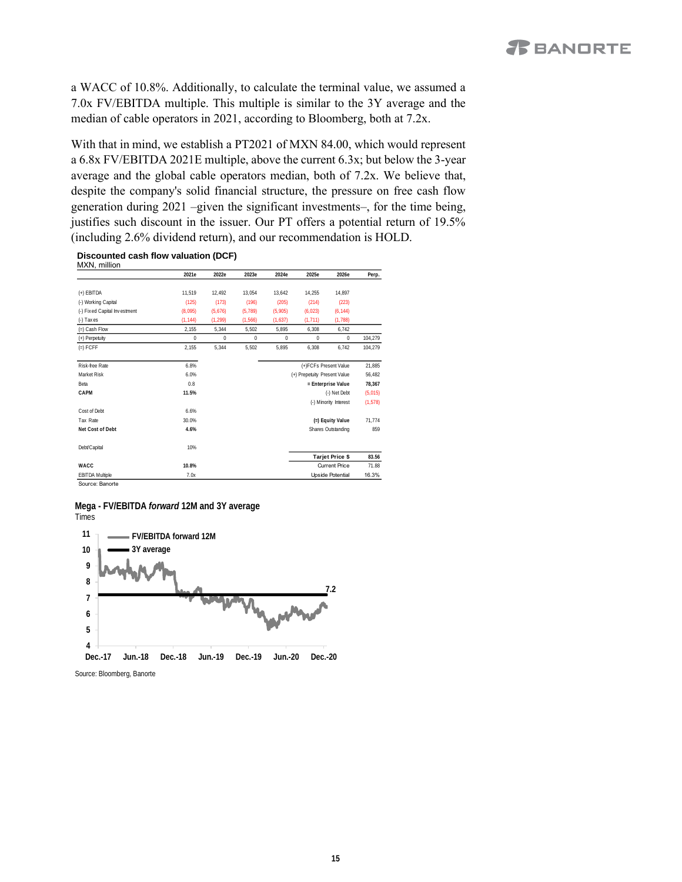a WACC of 10.8%. Additionally, to calculate the terminal value, we assumed a 7.0x FV/EBITDA multiple. This multiple is similar to the 3Y average and the median of cable operators in 2021, according to Bloomberg, both at 7.2x.

With that in mind, we establish a PT2021 of MXN 84.00, which would represent a 6.8x FV/EBITDA 2021E multiple, above the current 6.3x; but below the 3-year average and the global cable operators median, both of 7.2x. We believe that, despite the company's solid financial structure, the pressure on free cash flow generation during 2021 –given the significant investments–, for the time being, justifies such discount in the issuer. Our PT offers a potential return of 19.5% (including 2.6% dividend return), and our recommendation is HOLD.

**Discounted cash flow valuation (DCF)**
MXN, million

| | 2021e | 2022e | 2023e | 2024e | 2025e | 2026e | Perp. |
|---|---|---|---|---|---|---|---|
| (+) EBITDA | 11,519 | 12,492 | 13,054 | 13,642 | 14,255 | 14,897 | |
| (-) Working Capital | (125) | (173) | (196) | (205) | (214) | (223) | |
| (-) Fixed Capital Investment | (8,095) | (5,676) | (5,789) | (5,905) | (6,023) | (6,144) | |
| (-) Taxes | (1,144) | (1,299) | (1,566) | (1,637) | (1,711) | (1,788) | |
| (=) Cash Flow | 2,155 | 5,344 | 5,502 | 5,895 | 6,308 | 6,742 | |
| (+) Perpetuity | 0 | 0 | 0 | 0 | 0 | 0 | 104,279 |
| (=) FCFF | 2,155 | 5,344 | 5,502 | 5,895 | 6,308 | 6,742 | 104,279 |

| | | | |
|---|---|---|---|
| Risk-free Rate | 6.8% | (+)FCFs Present Value | 21,885 |
| Market Risk | 6.0% | (+) Prepetuity Present Value | 56,482 |
| Beta | 0.8 | **= Enterprise Value** | **78,367** |
| **CAPM** | **11.5%** | (-) Net Debt | (5,015) |
| | | (-) Minority Interest | (1,578) |
| Cost of Debt | 6.6% | | |
| Tax Rate | 30.0% | **(=) Equity Value** | 71,774 |
| **Net Cost of Debt** | **4.6%** | Shares Outstanding | 859 |
| Debt/Capital | 10% | | |
| | | **Tarjet Price $** | **83.56** |
| **WACC** | **10.8%** | Current Price | 71.88 |
| EBITDA Multiple | 7.0x | Upside Potential | 16.3% |

Source: Banorte

**Mega - FV/EBITDA *forward* 12M and 3Y average**
Times

Source: Bloomberg, Banorte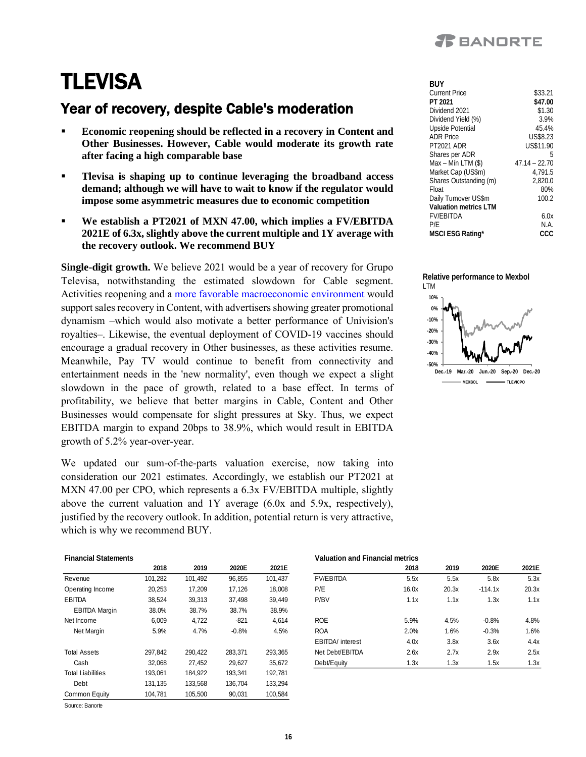# TLEVISA

## Year of recovery, despite Cable's moderation

- **Economic reopening should be reflected in a recovery in Content and Other Businesses. However, Cable would moderate its growth rate after facing a high comparable base**
- **Tlevisa is shaping up to continue leveraging the broadband access demand; although we will have to wait to know if the regulator would impose some asymmetric measures due to economic competition**
- **We establish a PT2021 of MXN 47.00, which implies a FV/EBITDA 2021E of 6.3x, slightly above the current multiple and 1Y average with the recovery outlook. We recommend BUY**

| **BUY** | |
|---|---|
| Current Price | $33.21 |
| **PT 2021** | **$47.00** |
| Dividend 2021 | $1.30 |
| Dividend Yield (%) | 3.9% |
| Upside Potential | 45.4% |
| ADR Price | US$8.23 |
| PT2021 ADR | US$11.90 |
| Shares per ADR | 5 |
| Max – Mín LTM ($) | 47.14 – 22.70 |
| Market Cap (US$m) | 4,791.5 |
| Shares Outstanding (m) | 2,820.0 |
| Float | 80% |
| Daily Turnover US$m | 100.2 |
| **Valuation metrics LTM** | |
| FV/EBITDA | 6.0x |
| P/E | N.A. |
| **MSCI ESG Rating*** | **CCC** |

**Relative performance to Mexbol**
LTM

**Single-digit growth.** We believe 2021 would be a year of recovery for Grupo Televisa, notwithstanding the estimated slowdown for Cable segment. Activities reopening and a more favorable macroeconomic environment would support sales recovery in Content, with advertisers showing greater promotional dynamism –which would also motivate a better performance of Univision's royalties–. Likewise, the eventual deployment of COVID-19 vaccines should encourage a gradual recovery in Other businesses, as these activities resume. Meanwhile, Pay TV would continue to benefit from connectivity and entertainment needs in the 'new normality', even though we expect a slight slowdown in the pace of growth, related to a base effect. In terms of profitability, we believe that better margins in Cable, Content and Other Businesses would compensate for slight pressures at Sky. Thus, we expect EBITDA margin to expand 20bps to 38.9%, which would result in EBITDA growth of 5.2% year-over-year.

We updated our sum-of-the-parts valuation exercise, now taking into consideration our 2021 estimates. Accordingly, we establish our PT2021 at MXN 47.00 per CPO, which represents a 6.3x FV/EBITDA multiple, slightly above the current valuation and 1Y average (6.0x and 5.9x, respectively), justified by the recovery outlook. In addition, potential return is very attractive, which is why we recommend BUY.

**Financial Statements**

| | 2018 | 2019 | 2020E | 2021E |
|---|---|---|---|---|
| Revenue | 101,282 | 101,492 | 96,855 | 101,437 |
| Operating Income | 20,253 | 17,209 | 17,126 | 18,008 |
| EBITDA | 38,524 | 39,313 | 37,498 | 39,449 |
| EBITDA Margin | 38.0% | 38.7% | 38.7% | 38.9% |
| Net Income | 6,009 | 4,722 | -821 | 4,614 |
| Net Margin | 5.9% | 4.7% | -0.8% | 4.5% |
| | | | | |
| Total Assets | 297,842 | 290,422 | 283,371 | 293,365 |
| Cash | 32,068 | 27,452 | 29,627 | 35,672 |
| Total Liabilities | 193,061 | 184,922 | 193,341 | 192,781 |
| Debt | 131,135 | 133,568 | 136,704 | 133,294 |
| Common Equity | 104,781 | 105,500 | 90,031 | 100,584 |

Source: Banorte

**Valuation and Financial metrics**

| | 2018 | 2019 | 2020E | 2021E |
|---|---|---|---|---|
| FV/EBITDA | 5.5x | 5.5x | 5.8x | 5.3x |
| P/E | 16.0x | 20.3x | -114.1x | 20.3x |
| P/BV | 1.1x | 1.1x | 1.3x | 1.1x |
| | | | | |
| ROE | 5.9% | 4.5% | -0.8% | 4.8% |
| ROA | 2.0% | 1.6% | -0.3% | 1.6% |
| EBITDA/ interest | 4.0x | 3.8x | 3.6x | 4.4x |
| Net Debt/EBITDA | 2.6x | 2.7x | 2.9x | 2.5x |
| Debt/Equity | 1.3x | 1.3x | 1.5x | 1.3x |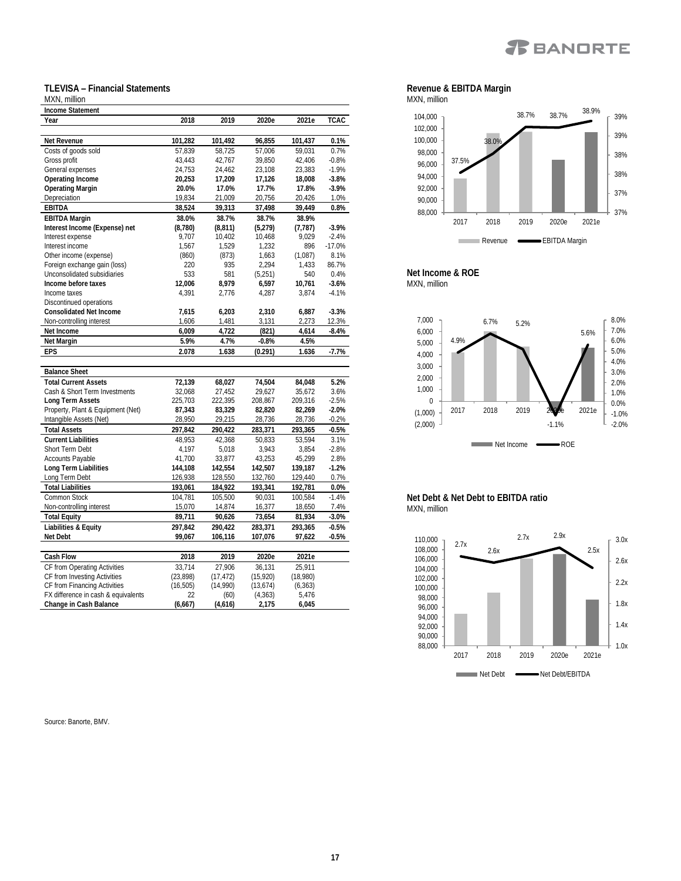## TLEVISA – Financial Statements

MXN, million

| Income Statement | | | | | |
|---|---|---|---|---|---|
| **Year** | **2018** | **2019** | **2020e** | **2021e** | **TCAC** |
| | | | | | |
| **Net Revenue** | **101,282** | **101,492** | **96,855** | **101,437** | **0.1%** |
| Costs of goods sold | 57,839 | 58,725 | 57,006 | 59,031 | 0.7% |
| Gross profit | 43,443 | 42,767 | 39,850 | 42,406 | -0.8% |
| General expenses | 24,753 | 24,462 | 23,108 | 23,383 | -1.9% |
| **Operating Income** | **20,253** | **17,209** | **17,126** | **18,008** | **-3.8%** |
| **Operating Margin** | **20.0%** | **17.0%** | **17.7%** | **17.8%** | **-3.9%** |
| Depreciation | 19,834 | 21,009 | 20,756 | 20,426 | 1.0% |
| **EBITDA** | **38,524** | **39,313** | **37,498** | **39,449** | **0.8%** |
| **EBITDA Margin** | **38.0%** | **38.7%** | **38.7%** | **38.9%** | |
| **Interest Income (Expense) net** | **(8,780)** | **(8,811)** | **(5,279)** | **(7,787)** | **-3.9%** |
| Interest expense | 9,707 | 10,402 | 10,468 | 9,029 | -2.4% |
| Interest income | 1,567 | 1,529 | 1,232 | 896 | -17.0% |
| Other income (expense) | (860) | (873) | 1,663 | (1,087) | 8.1% |
| Foreign exchange gain (loss) | 220 | 935 | 2,294 | 1,433 | 86.7% |
| Unconsolidated subsidiaries | 533 | 581 | (5,251) | 540 | 0.4% |
| **Income before taxes** | **12,006** | **8,979** | **6,597** | **10,761** | **-3.6%** |
| Income taxes | 4,391 | 2,776 | 4,287 | 3,874 | -4.1% |
| Discontinued operations | | | | | |
| **Consolidated Net Income** | **7,615** | **6,203** | **2,310** | **6,887** | **-3.3%** |
| Non-controlling interest | 1,606 | 1,481 | 3,131 | 2,273 | 12.3% |
| **Net Income** | **6,009** | **4,722** | **(821)** | **4,614** | **-8.4%** |
| **Net Margin** | **5.9%** | **4.7%** | **-0.8%** | **4.5%** | |
| **EPS** | **2.078** | **1.638** | **(0.291)** | **1.636** | **-7.7%** |

| **Balance Sheet** | | | | | |
|---|---|---|---|---|---|
| **Total Current Assets** | **72,139** | **68,027** | **74,504** | **84,048** | **5.2%** |
| Cash & Short Term Investments | 32,068 | 27,452 | 29,627 | 35,672 | 3.6% |
| **Long Term Assets** | **225,703** | **222,395** | **208,867** | **209,316** | **-2.5%** |
| **Property, Plant & Equipment (Net)** | **87,343** | **83,329** | **82,820** | **82,269** | **-2.0%** |
| Intangible Assets (Net) | 28,950 | 29,215 | 28,736 | 28,736 | -0.2% |
| **Total Assets** | **297,842** | **290,422** | **283,371** | **293,365** | **-0.5%** |
| **Current Liabilities** | **48,953** | **42,368** | **50,833** | **53,594** | **3.1%** |
| Short Term Debt | 4,197 | 5,018 | 3,943 | 3,854 | -2.8% |
| Accounts Payable | 41,700 | 33,877 | 43,253 | 45,299 | 2.8% |
| **Long Term Liabilities** | **144,108** | **142,554** | **142,507** | **139,187** | **-1.2%** |
| Long Term Debt | 126,938 | 128,550 | 132,760 | 129,440 | 0.7% |
| **Total Liabilities** | **193,061** | **184,922** | **193,341** | **192,781** | **0.0%** |
| Common Stock | 104,781 | 105,500 | 90,031 | 100,584 | -1.4% |
| Non-controlling interest | 15,070 | 14,874 | 16,377 | 18,650 | 7.4% |
| **Total Equity** | **89,711** | **90,626** | **73,654** | **81,934** | **-3.0%** |
| **Liabilities & Equity** | **297,842** | **290,422** | **283,371** | **293,365** | **-0.5%** |
| **Net Debt** | **99,067** | **106,116** | **107,076** | **97,622** | **-0.5%** |

| **Cash Flow** | **2018** | **2019** | **2020e** | **2021e** |
|---|---|---|---|---|
| CF from Operating Activities | 33,714 | 27,906 | 36,131 | 25,911 |
| CF from Investing Activities | (23,898) | (17,472) | (15,920) | (18,980) |
| CF from Financing Activities | (16,505) | (14,990) | (13,674) | (6,363) |
| FX difference in cash & equivalents | 22 | (60) | (4,363) | 5,476 |
| **Change in Cash Balance** | **(6,667)** | **(4,616)** | **2,175** | **6,045** |

Source: Banorte, BMV.

## Revenue & EBITDA Margin

MXN, million

| Year | 2017 | 2018 | 2019 | 2020e | 2021e |
|---|---|---|---|---|---|
| EBITDA Margin | 37.5% | 38.0% | 38.7% | 38.7% | 38.9% |

## Net Income & ROE

MXN, million

| Year | 2017 | 2018 | 2019 | 2020e | 2021e |
|---|---|---|---|---|---|
| ROE | 4.9% | 6.7% | 5.2% | -1.1% | 5.6% |

## Net Debt & Net Debt to EBITDA ratio

MXN, million

| Year | 2017 | 2018 | 2019 | 2020e | 2021e |
|---|---|---|---|---|---|
| Net Debt/EBITDA | 2.7x | 2.6x | 2.7x | 2.9x | 2.5x |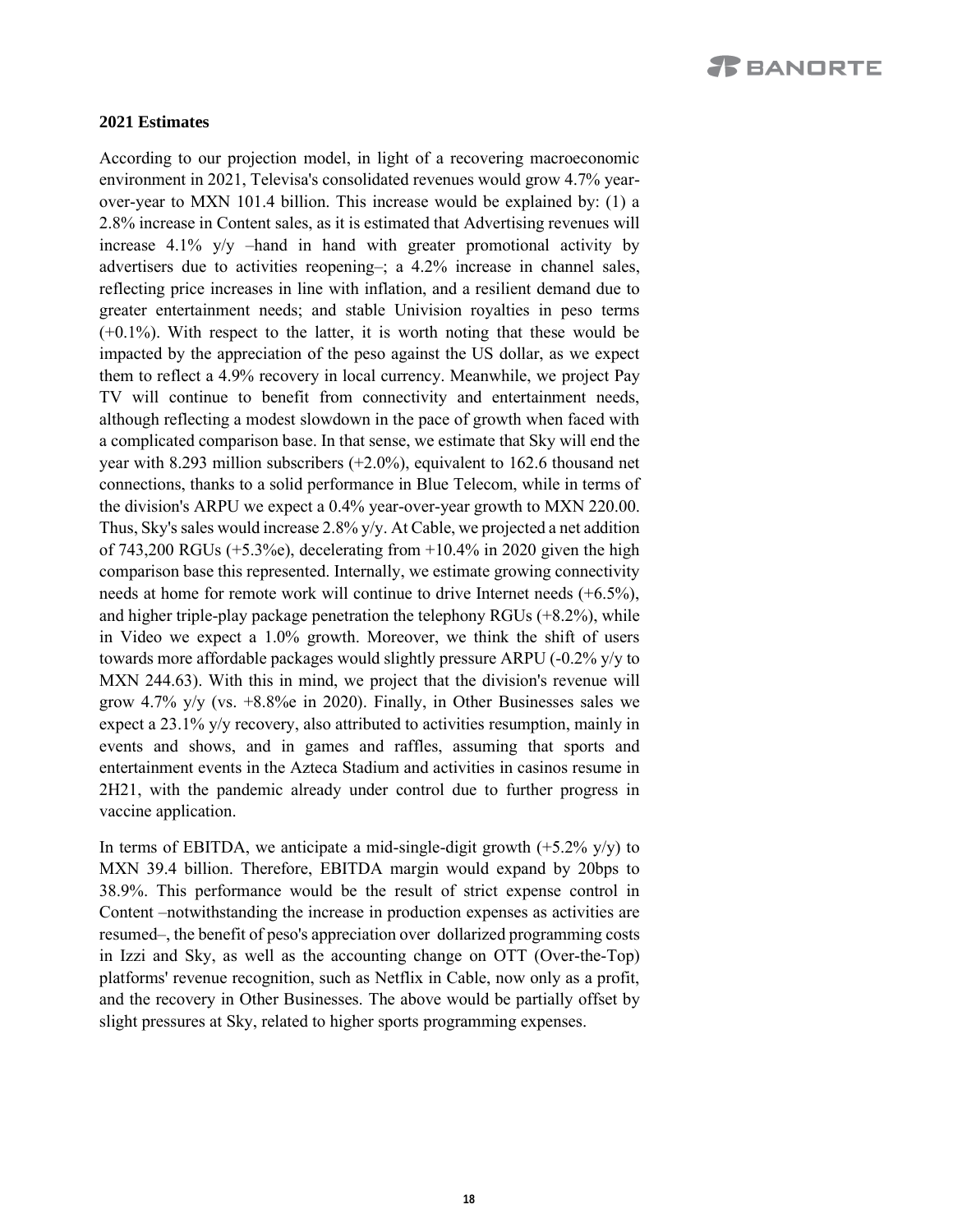**2021 Estimates**

According to our projection model, in light of a recovering macroeconomic environment in 2021, Televisa's consolidated revenues would grow 4.7% year-over-year to MXN 101.4 billion. This increase would be explained by: (1) a 2.8% increase in Content sales, as it is estimated that Advertising revenues will increase 4.1% y/y –hand in hand with greater promotional activity by advertisers due to activities reopening–; a 4.2% increase in channel sales, reflecting price increases in line with inflation, and a resilient demand due to greater entertainment needs; and stable Univision royalties in peso terms (+0.1%). With respect to the latter, it is worth noting that these would be impacted by the appreciation of the peso against the US dollar, as we expect them to reflect a 4.9% recovery in local currency. Meanwhile, we project Pay TV will continue to benefit from connectivity and entertainment needs, although reflecting a modest slowdown in the pace of growth when faced with a complicated comparison base. In that sense, we estimate that Sky will end the year with 8.293 million subscribers (+2.0%), equivalent to 162.6 thousand net connections, thanks to a solid performance in Blue Telecom, while in terms of the division's ARPU we expect a 0.4% year-over-year growth to MXN 220.00. Thus, Sky's sales would increase 2.8% y/y. At Cable, we projected a net addition of 743,200 RGUs (+5.3%e), decelerating from +10.4% in 2020 given the high comparison base this represented. Internally, we estimate growing connectivity needs at home for remote work will continue to drive Internet needs (+6.5%), and higher triple-play package penetration the telephony RGUs (+8.2%), while in Video we expect a 1.0% growth. Moreover, we think the shift of users towards more affordable packages would slightly pressure ARPU (-0.2% y/y to MXN 244.63). With this in mind, we project that the division's revenue will grow 4.7% y/y (vs. +8.8%e in 2020). Finally, in Other Businesses sales we expect a 23.1% y/y recovery, also attributed to activities resumption, mainly in events and shows, and in games and raffles, assuming that sports and entertainment events in the Azteca Stadium and activities in casinos resume in 2H21, with the pandemic already under control due to further progress in vaccine application.

In terms of EBITDA, we anticipate a mid-single-digit growth (+5.2% y/y) to MXN 39.4 billion. Therefore, EBITDA margin would expand by 20bps to 38.9%. This performance would be the result of strict expense control in Content –notwithstanding the increase in production expenses as activities are resumed–, the benefit of peso's appreciation over dollarized programming costs in Izzi and Sky, as well as the accounting change on OTT (Over-the-Top) platforms' revenue recognition, such as Netflix in Cable, now only as a profit, and the recovery in Other Businesses. The above would be partially offset by slight pressures at Sky, related to higher sports programming expenses.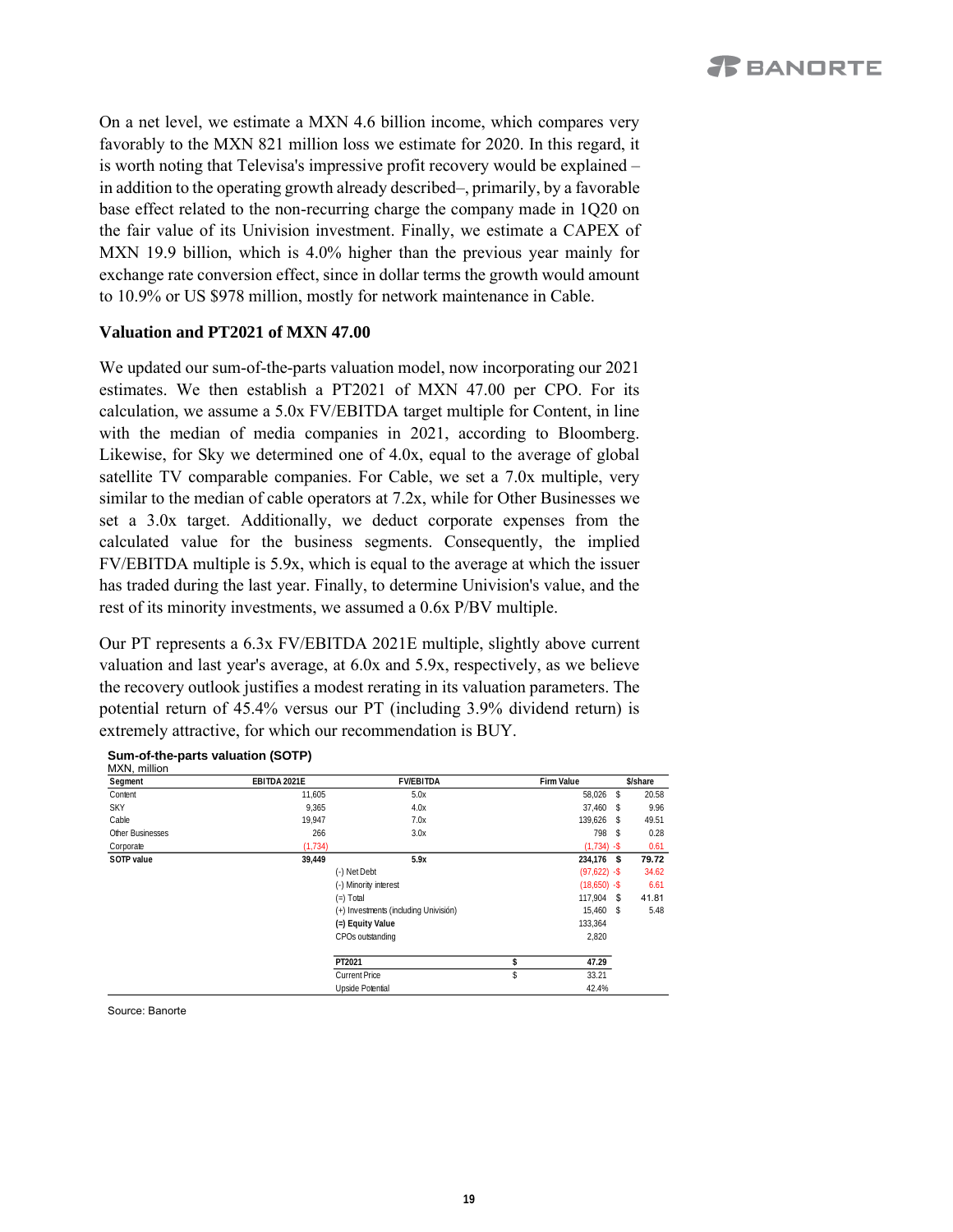On a net level, we estimate a MXN 4.6 billion income, which compares very favorably to the MXN 821 million loss we estimate for 2020. In this regard, it is worth noting that Televisa's impressive profit recovery would be explained – in addition to the operating growth already described–, primarily, by a favorable base effect related to the non-recurring charge the company made in 1Q20 on the fair value of its Univision investment. Finally, we estimate a CAPEX of MXN 19.9 billion, which is 4.0% higher than the previous year mainly for exchange rate conversion effect, since in dollar terms the growth would amount to 10.9% or US $978 million, mostly for network maintenance in Cable.

**Valuation and PT2021 of MXN 47.00**

We updated our sum-of-the-parts valuation model, now incorporating our 2021 estimates. We then establish a PT2021 of MXN 47.00 per CPO. For its calculation, we assume a 5.0x FV/EBITDA target multiple for Content, in line with the median of media companies in 2021, according to Bloomberg. Likewise, for Sky we determined one of 4.0x, equal to the average of global satellite TV comparable companies. For Cable, we set a 7.0x multiple, very similar to the median of cable operators at 7.2x, while for Other Businesses we set a 3.0x target. Additionally, we deduct corporate expenses from the calculated value for the business segments. Consequently, the implied FV/EBITDA multiple is 5.9x, which is equal to the average at which the issuer has traded during the last year. Finally, to determine Univision's value, and the rest of its minority investments, we assumed a 0.6x P/BV multiple.

Our PT represents a 6.3x FV/EBITDA 2021E multiple, slightly above current valuation and last year's average, at 6.0x and 5.9x, respectively, as we believe the recovery outlook justifies a modest rerating in its valuation parameters. The potential return of 45.4% versus our PT (including 3.9% dividend return) is extremely attractive, for which our recommendation is BUY.

**Sum-of-the-parts valuation (SOTP)**

MXN, million

| Segment | EBITDA 2021E | FV/EBITDA | Firm Value | $/share |
|---|---|---|---|---|
| Content | 11,605 | 5.0x | 58,026 | $ 20.58 |
| SKY | 9,365 | 4.0x | 37,460 | $ 9.96 |
| Cable | 19,947 | 7.0x | 139,626 | $ 49.51 |
| Other Businesses | 266 | 3.0x | 798 | $ 0.28 |
| Corporate | (1,734) | | (1,734) | -$ 0.61 |
| **SOTP value** | **39,449** | **5.9x** | **234,176** | **$ 79.72** |
| | | (-) Net Debt | (97,622) | -$ 34.62 |
| | | (-) Minority interest | (18,650) | -$ 6.61 |
| | | (=) Total | 117,904 | $ 41.81 |
| | | (+) Investments (including Univisión) | 15,460 | $ 5.48 |
| | | **(=) Equity Value** | 133,364 | |
| | | CPOs outstanding | 2,820 | |
| | | **PT2021** | **$ 47.29** | |
| | | Current Price | $ 33.21 | |
| | | Upside Potential | 42.4% | |

Source: Banorte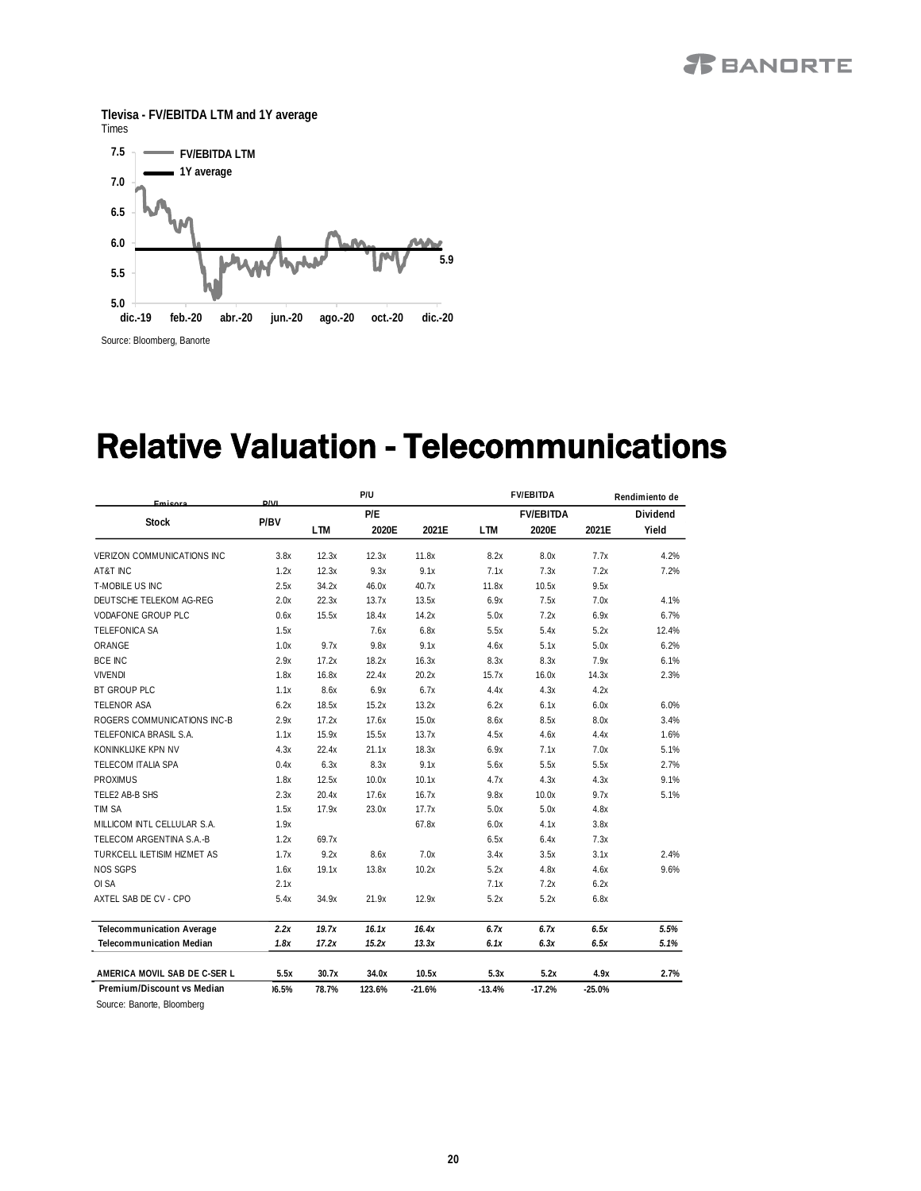**Tlevisa - FV/EBITDA LTM and 1Y average**
Times

Source: Bloomberg, Banorte

# Relative Valuation - Telecommunications

| Stock | P/BV | P/E LTM | P/E 2020E | P/E 2021E | FV/EBITDA LTM | FV/EBITDA 2020E | FV/EBITDA 2021E | Dividend Yield |
|---|---|---|---|---|---|---|---|---|
| VERIZON COMMUNICATIONS INC | 3.8x | 12.3x | 12.3x | 11.8x | 8.2x | 8.0x | 7.7x | 4.2% |
| AT&T INC | 1.2x | 12.3x | 9.3x | 9.1x | 7.1x | 7.3x | 7.2x | 7.2% |
| T-MOBILE US INC | 2.5x | 34.2x | 46.0x | 40.7x | 11.8x | 10.5x | 9.5x | |
| DEUTSCHE TELEKOM AG-REG | 2.0x | 22.3x | 13.7x | 13.5x | 6.9x | 7.5x | 7.0x | 4.1% |
| VODAFONE GROUP PLC | 0.6x | 15.5x | 18.4x | 14.2x | 5.0x | 7.2x | 6.9x | 6.7% |
| TELEFONICA SA | 1.5x | | 7.6x | 6.8x | 5.5x | 5.4x | 5.2x | 12.4% |
| ORANGE | 1.0x | 9.7x | 9.8x | 9.1x | 4.6x | 5.1x | 5.0x | 6.2% |
| BCE INC | 2.9x | 17.2x | 18.2x | 16.3x | 8.3x | 8.3x | 7.9x | 6.1% |
| VIVENDI | 1.8x | 16.8x | 22.4x | 20.2x | 15.7x | 16.0x | 14.3x | 2.3% |
| BT GROUP PLC | 1.1x | 8.6x | 6.9x | 6.7x | 4.4x | 4.3x | 4.2x | |
| TELENOR ASA | 6.2x | 18.5x | 15.2x | 13.2x | 6.2x | 6.1x | 6.0x | 6.0% |
| ROGERS COMMUNICATIONS INC-B | 2.9x | 17.2x | 17.6x | 15.0x | 8.6x | 8.5x | 8.0x | 3.4% |
| TELEFONICA BRASIL S.A. | 1.1x | 15.9x | 15.5x | 13.7x | 4.5x | 4.6x | 4.4x | 1.6% |
| KONINKLIJKE KPN NV | 4.3x | 22.4x | 21.1x | 18.3x | 6.9x | 7.1x | 7.0x | 5.1% |
| TELECOM ITALIA SPA | 0.4x | 6.3x | 8.3x | 9.1x | 5.6x | 5.5x | 5.5x | 2.7% |
| PROXIMUS | 1.8x | 12.5x | 10.0x | 10.1x | 4.7x | 4.3x | 4.3x | 9.1% |
| TELE2 AB-B SHS | 2.3x | 20.4x | 17.6x | 16.7x | 9.8x | 10.0x | 9.7x | 5.1% |
| TIM SA | 1.5x | 17.9x | 23.0x | 17.7x | 5.0x | 5.0x | 4.8x | |
| MILLICOM INTL CELLULAR S.A. | 1.9x | | | 67.8x | 6.0x | 4.1x | 3.8x | |
| TELECOM ARGENTINA S.A.-B | 1.2x | 69.7x | | | 6.5x | 6.4x | 7.3x | |
| TURKCELL ILETISIM HIZMET AS | 1.7x | 9.2x | 8.6x | 7.0x | 3.4x | 3.5x | 3.1x | 2.4% |
| NOS SGPS | 1.6x | 19.1x | 13.8x | 10.2x | 5.2x | 4.8x | 4.6x | 9.6% |
| OI SA | 2.1x | | | | 7.1x | 7.2x | 6.2x | |
| AXTEL SAB DE CV - CPO | 5.4x | 34.9x | 21.9x | 12.9x | 5.2x | 5.2x | 6.8x | |
| **Telecommunication Average** | ***2.2x*** | ***19.7x*** | ***16.1x*** | ***16.4x*** | ***6.7x*** | ***6.7x*** | ***6.5x*** | ***5.5%*** |
| **Telecommunication Median** | ***1.8x*** | ***17.2x*** | ***15.2x*** | ***13.3x*** | ***6.1x*** | ***6.3x*** | ***6.5x*** | ***5.1%*** |
| **AMERICA MOVIL SAB DE C-SER L** | **5.5x** | **30.7x** | **34.0x** | **10.5x** | **5.3x** | **5.2x** | **4.9x** | **2.7%** |
| **Premium/Discount vs Median** | **)6.5%** | **78.7%** | **123.6%** | **-21.6%** | **-13.4%** | **-17.2%** | **-25.0%** | |

Source: Banorte, Bloomberg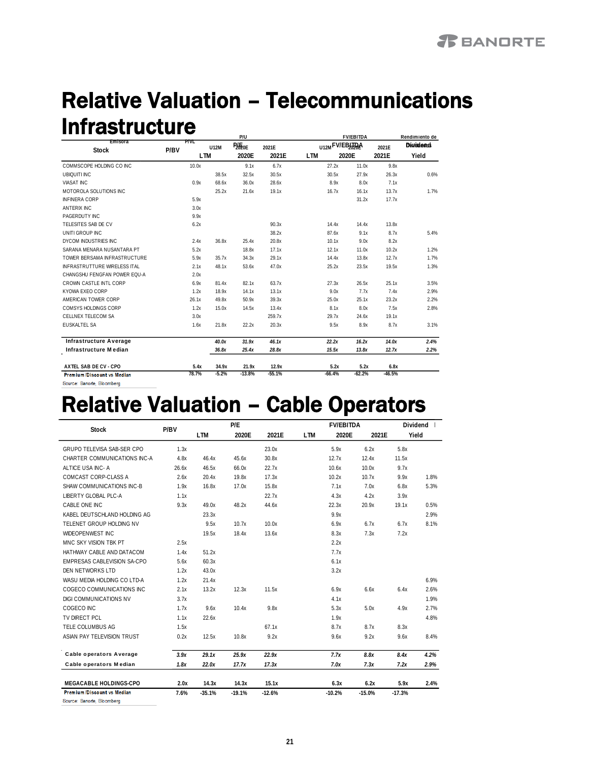# Relative Valuation – Telecommunications Infrastructure

| Stock | P/BV | P/E | | | FV/EBITDA | | | Dividend |
|---|---|---|---|---|---|---|---|---|
| | | LTM | 2020E | 2021E | LTM | 2020E | 2021E | Yield |
| COMMSCOPE HOLDING CO INC | 10.0x | | 9.1x | 6.7x | 27.2x | 11.0x | 9.8x | |
| UBIQUITI INC | | 38.5x | 32.5x | 30.5x | 30.5x | 27.9x | 26.3x | 0.6% |
| VIASAT INC | 0.9x | 68.6x | 36.0x | 28.6x | 8.9x | 8.0x | 7.1x | |
| MOTOROLA SOLUTIONS INC | | 25.2x | 21.6x | 19.1x | 16.7x | 16.1x | 13.7x | 1.7% |
| INFINERA CORP | 5.9x | | | | | 31.2x | 17.7x | |
| ANTERIX INC | 3.0x | | | | | | | |
| PAGERDUTY INC | 9.9x | | | | | | | |
| TELESITES SAB DE CV | 6.2x | | | 90.3x | 14.4x | 14.4x | 13.8x | |
| UNITI GROUP INC | | | | 38.2x | 87.6x | 9.1x | 8.7x | 5.4% |
| DYCOM INDUSTRIES INC | 2.4x | 36.8x | 25.4x | 20.8x | 10.1x | 9.0x | 8.2x | |
| SARANA MENARA NUSANTARA PT | 5.2x | | 18.8x | 17.1x | 12.1x | 11.0x | 10.2x | 1.2% |
| TOWER BERSAMA INFRASTRUCTURE | 5.9x | 35.7x | 34.3x | 29.1x | 14.4x | 13.8x | 12.7x | 1.7% |
| INFRASTRUTTURE WIRELESS ITAL | 2.1x | 48.1x | 53.6x | 47.0x | 25.2x | 23.5x | 19.5x | 1.3% |
| CHANGSHU FENGFAN POWER EQU-A | 2.0x | | | | | | | |
| CROWN CASTLE INTL CORP | 6.9x | 81.4x | 82.1x | 63.7x | 27.3x | 26.5x | 25.1x | 3.5% |
| KYOWA EXEO CORP | 1.2x | 18.9x | 14.1x | 13.1x | 9.0x | 7.7x | 7.4x | 2.9% |
| AMERICAN TOWER CORP | 26.1x | 49.8x | 50.9x | 39.3x | 25.0x | 25.1x | 23.2x | 2.2% |
| COMSYS HOLDINGS CORP | 1.2x | 15.0x | 14.5x | 13.4x | 8.1x | 8.0x | 7.5x | 2.8% |
| CELLNEX TELECOM SA | 3.0x | | | 259.7x | 29.7x | 24.6x | 19.1x | |
| EUSKALTEL SA | 1.6x | 21.8x | 22.2x | 20.3x | 9.5x | 8.9x | 8.7x | 3.1% |
| **Infrastructure Average** | | *40.0x* | *31.9x* | *46.1x* | *22.2x* | *16.2x* | *14.0x* | *2.4%* |
| **Infrastructure Median** | | *36.8x* | *25.4x* | *28.8x* | *15.5x* | *13.8x* | *12.7x* | *2.2%* |
| **AXTEL SAB DE CV - CPO** | **5.4x** | **34.9x** | **21.9x** | **12.9x** | **5.2x** | **5.2x** | **6.8x** | |
| **Premium/Discount vs Median** | **78.7%** | **-5.2%** | **-13.8%** | **-55.1%** | **-66.4%** | **-62.2%** | **-46.5%** | |

Source: Banorte, Bloomberg

# Relative Valuation – Cable Operators

| Stock | P/BV | P/E | | | FV/EBITDA | | | Dividend |
|---|---|---|---|---|---|---|---|---|
| | | LTM | 2020E | 2021E | LTM | 2020E | 2021E | Yield |
| GRUPO TELEVISA SAB-SER CPO | 1.3x | | | 23.0x | 5.9x | 6.2x | 5.8x | |
| CHARTER COMMUNICATIONS INC-A | 4.8x | 46.4x | 45.6x | 30.8x | 12.7x | 12.4x | 11.5x | |
| ALTICE USA INC- A | 26.6x | 46.5x | 66.0x | 22.7x | 10.6x | 10.0x | 9.7x | |
| COMCAST CORP-CLASS A | 2.6x | 20.4x | 19.8x | 17.3x | 10.2x | 10.7x | 9.9x | 1.8% |
| SHAW COMMUNICATIONS INC-B | 1.9x | 16.8x | 17.0x | 15.8x | 7.1x | 7.0x | 6.8x | 5.3% |
| LIBERTY GLOBAL PLC-A | 1.1x | | | 22.7x | 4.3x | 4.2x | 3.9x | |
| CABLE ONE INC | 9.3x | 49.0x | 48.2x | 44.6x | 22.3x | 20.9x | 19.1x | 0.5% |
| KABEL DEUTSCHLAND HOLDING AG | | 23.3x | | | 9.9x | | | 2.9% |
| TELENET GROUP HOLDING NV | | 9.5x | 10.7x | 10.0x | 6.9x | 6.7x | 6.7x | 8.1% |
| WIDEOPENWEST INC | | 19.5x | 18.4x | 13.6x | 8.3x | 7.3x | 7.2x | |
| MNC SKY VISION TBK PT | 2.5x | | | | 2.2x | | | |
| HATHWAY CABLE AND DATACOM | 1.4x | 51.2x | | | 7.7x | | | |
| EMPRESAS CABLEVISION SA-CPO | 5.6x | 60.3x | | | 6.1x | | | |
| DEN NETWORKS LTD | 1.2x | 43.0x | | | 3.2x | | | |
| WASU MEDIA HOLDING CO LTD-A | 1.2x | 21.4x | | | | | | 6.9% |
| COGECO COMMUNICATIONS INC | 2.1x | 13.2x | 12.3x | 11.5x | 6.9x | 6.6x | 6.4x | 2.6% |
| DIGI COMMUNICATIONS NV | 3.7x | | | | 4.1x | | | 1.9% |
| COGECO INC | 1.7x | 9.6x | 10.4x | 9.8x | 5.3x | 5.0x | 4.9x | 2.7% |
| TV DIRECT PCL | 1.1x | 22.6x | | | 1.9x | | | 4.8% |
| TELE COLUMBUS AG | 1.5x | | | 67.1x | 8.7x | 8.7x | 8.3x | |
| ASIAN PAY TELEVISION TRUST | 0.2x | 12.5x | 10.8x | 9.2x | 9.6x | 9.2x | 9.6x | 8.4% |
| **Cable operators Average** | *3.9x* | *29.1x* | *25.9x* | *22.9x* | *7.7x* | *8.8x* | *8.4x* | *4.2%* |
| **Cable operators Median** | *1.8x* | *22.0x* | *17.7x* | *17.3x* | *7.0x* | *7.3x* | *7.2x* | *2.9%* |
| **MEGACABLE HOLDINGS-CPO** | **2.0x** | **14.3x** | **14.3x** | **15.1x** | **6.3x** | **6.2x** | **5.9x** | **2.4%** |
| **Premium/Discount vs Median** | **7.6%** | **-35.1%** | **-19.1%** | **-12.6%** | **-10.2%** | **-15.0%** | **-17.3%** | |

Source: Banorte, Bloomberg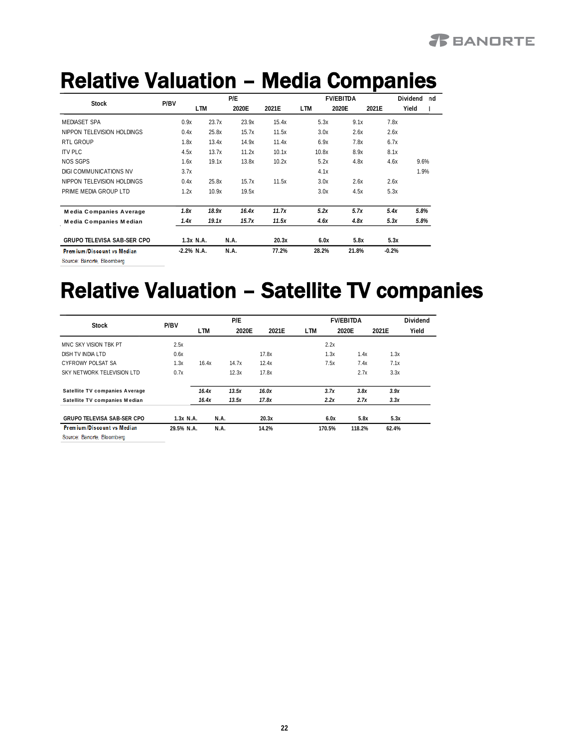# Relative Valuation – Media Companies

| Stock | P/BV | P/E | | | FV/EBITDA | | | Dividend Yield |
|---|---|---|---|---|---|---|---|---|
| | | LTM | 2020E | 2021E | LTM | 2020E | 2021E | |
| MEDIASET SPA | 0.9x | 23.7x | 23.9x | 15.4x | 5.3x | 9.1x | 7.8x | |
| NIPPON TELEVISION HOLDINGS | 0.4x | 25.8x | 15.7x | 11.5x | 3.0x | 2.6x | 2.6x | |
| RTL GROUP | 1.8x | 13.4x | 14.9x | 11.4x | 6.9x | 7.8x | 6.7x | |
| ITV PLC | 4.5x | 13.7x | 11.2x | 10.1x | 10.8x | 8.9x | 8.1x | |
| NOS SGPS | 1.6x | 19.1x | 13.8x | 10.2x | 5.2x | 4.8x | 4.6x | 9.6% |
| DIGI COMMUNICATIONS NV | 3.7x | | | | 4.1x | | | 1.9% |
| NIPPON TELEVISION HOLDINGS | 0.4x | 25.8x | 15.7x | 11.5x | 3.0x | 2.6x | 2.6x | |
| PRIME MEDIA GROUP LTD | 1.2x | 10.9x | 19.5x | | 3.0x | 4.5x | 5.3x | |
| **Media Companies Average** | ***1.8x*** | ***18.9x*** | ***16.4x*** | ***11.7x*** | ***5.2x*** | ***5.7x*** | ***5.4x*** | ***5.8%*** |
| **Media Companies Median** | ***1.4x*** | ***19.1x*** | ***15.7x*** | ***11.5x*** | ***4.6x*** | ***4.8x*** | ***5.3x*** | ***5.8%*** |
| **GRUPO TELEVISA SAB-SER CPO** | **1.3x** | **N.A.** | **N.A.** | **20.3x** | **6.0x** | **5.8x** | **5.3x** | |
| **Premium/Discount vs Median** | **-2.2%** | **N.A.** | **N.A.** | **77.2%** | **28.2%** | **21.8%** | **-0.2%** | |

Source: Banorte, Bloomberg

# Relative Valuation – Satellite TV companies

| Stock | P/BV | P/E | | | FV/EBITDA | | | Dividend Yield |
|---|---|---|---|---|---|---|---|---|
| | | LTM | 2020E | 2021E | LTM | 2020E | 2021E | |
| MNC SKY VISION TBK PT | 2.5x | | | | 2.2x | | | |
| DISH TV INDIA LTD | 0.6x | | | 17.8x | 1.3x | 1.4x | 1.3x | |
| CYFROWY POLSAT SA | 1.3x | 16.4x | 14.7x | 12.4x | 7.5x | 7.4x | 7.1x | |
| SKY NETWORK TELEVISION LTD | 0.7x | | 12.3x | 17.8x | | 2.7x | 3.3x | |
| **Satellite TV companies Average** | | ***16.4x*** | ***13.5x*** | ***16.0x*** | ***3.7x*** | ***3.8x*** | ***3.9x*** | |
| **Satellite TV companies Median** | | ***16.4x*** | ***13.5x*** | ***17.8x*** | ***2.2x*** | ***2.7x*** | ***3.3x*** | |
| **GRUPO TELEVISA SAB-SER CPO** | **1.3x** | **N.A.** | **N.A.** | **20.3x** | **6.0x** | **5.8x** | **5.3x** | |
| **Premium/Discount vs Median** | **29.5%** | **N.A.** | **N.A.** | **14.2%** | **170.5%** | **118.2%** | **62.4%** | |

Source: Banorte, Bloomberg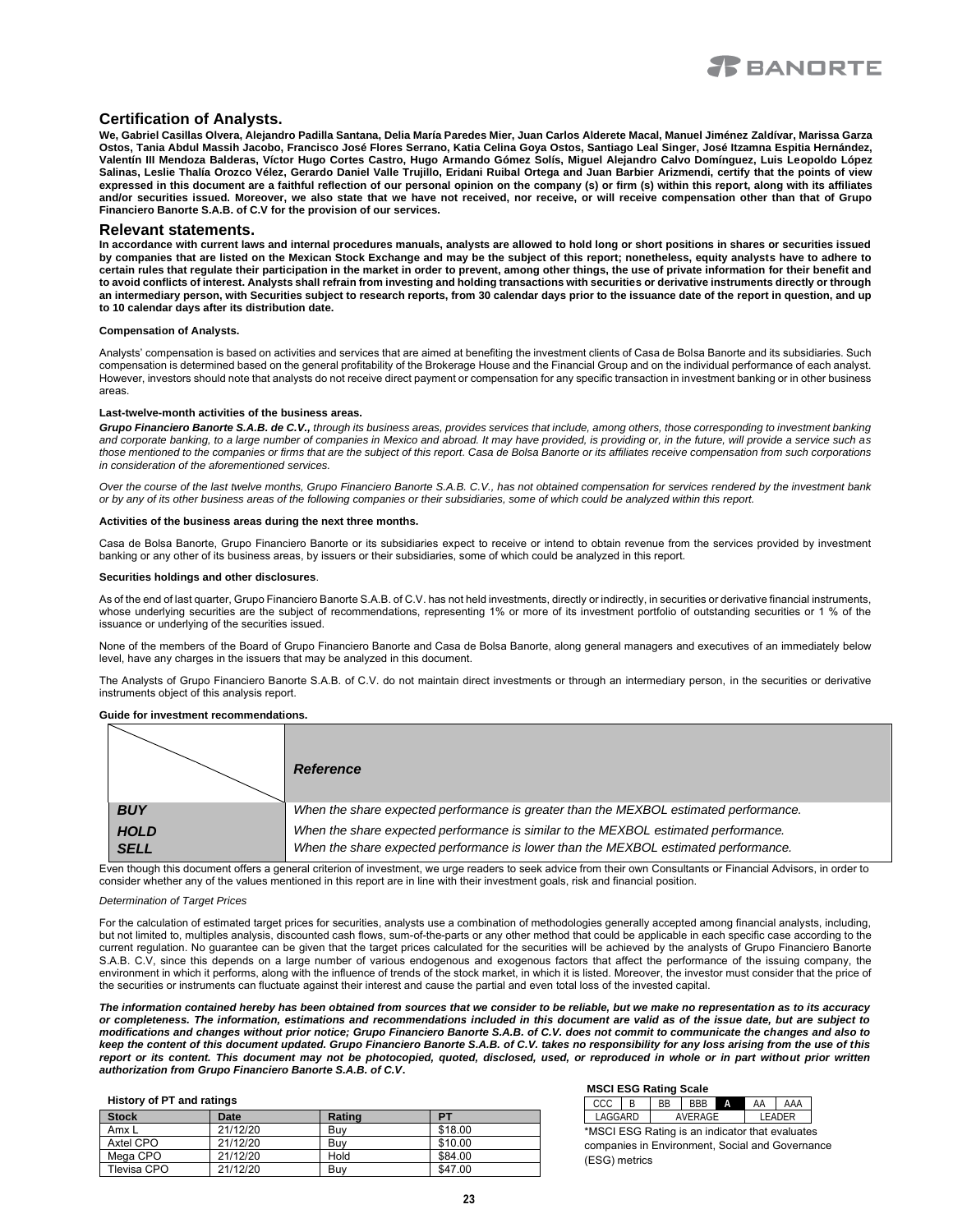## Certification of Analysts.

**We, Gabriel Casillas Olvera, Alejandro Padilla Santana, Delia María Paredes Mier, Juan Carlos Alderete Macal, Manuel Jiménez Zaldívar, Marissa Garza Ostos, Tania Abdul Massih Jacobo, Francisco José Flores Serrano, Katia Celina Goya Ostos, Santiago Leal Singer, José Itzamna Espitia Hernández, Valentín III Mendoza Balderas, Víctor Hugo Cortes Castro, Hugo Armando Gómez Solís, Miguel Alejandro Calvo Domínguez, Luis Leopoldo López Salinas, Leslie Thalía Orozco Vélez, Gerardo Daniel Valle Trujillo, Eridani Ruibal Ortega and Juan Barbier Arizmendi, certify that the points of view expressed in this document are a faithful reflection of our personal opinion on the company (s) or firm (s) within this report, along with its affiliates and/or securities issued. Moreover, we also state that we have not received, nor receive, or will receive compensation other than that of Grupo Financiero Banorte S.A.B. of C.V for the provision of our services.**

## Relevant statements.

**In accordance with current laws and internal procedures manuals, analysts are allowed to hold long or short positions in shares or securities issued by companies that are listed on the Mexican Stock Exchange and may be the subject of this report; nonetheless, equity analysts have to adhere to certain rules that regulate their participation in the market in order to prevent, among other things, the use of private information for their benefit and to avoid conflicts of interest. Analysts shall refrain from investing and holding transactions with securities or derivative instruments directly or through an intermediary person, with Securities subject to research reports, from 30 calendar days prior to the issuance date of the report in question, and up to 10 calendar days after its distribution date.**

**Compensation of Analysts.**

Analysts' compensation is based on activities and services that are aimed at benefiting the investment clients of Casa de Bolsa Banorte and its subsidiaries. Such compensation is determined based on the general profitability of the Brokerage House and the Financial Group and on the individual performance of each analyst. However, investors should note that analysts do not receive direct payment or compensation for any specific transaction in investment banking or in other business areas.

**Last-twelve-month activities of the business areas.**

***Grupo Financiero Banorte S.A.B. de C.V.,*** *through its business areas, provides services that include, among others, those corresponding to investment banking and corporate banking, to a large number of companies in Mexico and abroad. It may have provided, is providing or, in the future, will provide a service such as those mentioned to the companies or firms that are the subject of this report. Casa de Bolsa Banorte or its affiliates receive compensation from such corporations in consideration of the aforementioned services.*

*Over the course of the last twelve months, Grupo Financiero Banorte S.A.B. C.V., has not obtained compensation for services rendered by the investment bank or by any of its other business areas of the following companies or their subsidiaries, some of which could be analyzed within this report.*

**Activities of the business areas during the next three months.**

Casa de Bolsa Banorte, Grupo Financiero Banorte or its subsidiaries expect to receive or intend to obtain revenue from the services provided by investment banking or any other of its business areas, by issuers or their subsidiaries, some of which could be analyzed in this report.

**Securities holdings and other disclosures**.

As of the end of last quarter, Grupo Financiero Banorte S.A.B. of C.V. has not held investments, directly or indirectly, in securities or derivative financial instruments, whose underlying securities are the subject of recommendations, representing 1% or more of its investment portfolio of outstanding securities or 1 % of the issuance or underlying of the securities issued.

None of the members of the Board of Grupo Financiero Banorte and Casa de Bolsa Banorte, along general managers and executives of an immediately below level, have any charges in the issuers that may be analyzed in this document.

The Analysts of Grupo Financiero Banorte S.A.B. of C.V. do not maintain direct investments or through an intermediary person, in the securities or derivative instruments object of this analysis report.

**Guide for investment recommendations.**

| | *Reference* |
|---|---|
| ***BUY*** | *When the share expected performance is greater than the MEXBOL estimated performance.* |
| ***HOLD*** | *When the share expected performance is similar to the MEXBOL estimated performance.* |
| ***SELL*** | *When the share expected performance is lower than the MEXBOL estimated performance.* |

Even though this document offers a general criterion of investment, we urge readers to seek advice from their own Consultants or Financial Advisors, in order to consider whether any of the values mentioned in this report are in line with their investment goals, risk and financial position.

*Determination of Target Prices*

For the calculation of estimated target prices for securities, analysts use a combination of methodologies generally accepted among financial analysts, including, but not limited to, multiples analysis, discounted cash flows, sum-of-the-parts or any other method that could be applicable in each specific case according to the current regulation. No guarantee can be given that the target prices calculated for the securities will be achieved by the analysts of Grupo Financiero Banorte S.A.B. C.V, since this depends on a large number of various endogenous and exogenous factors that affect the performance of the issuing company, the environment in which it performs, along with the influence of trends of the stock market, in which it is listed. Moreover, the investor must consider that the price of the securities or instruments can fluctuate against their interest and cause the partial and even total loss of the invested capital.

***The information contained hereby has been obtained from sources that we consider to be reliable, but we make no representation as to its accuracy or completeness. The information, estimations and recommendations included in this document are valid as of the issue date, but are subject to modifications and changes without prior notice; Grupo Financiero Banorte S.A.B. of C.V. does not commit to communicate the changes and also to keep the content of this document updated. Grupo Financiero Banorte S.A.B. of C.V. takes no responsibility for any loss arising from the use of this report or its content. This document may not be photocopied, quoted, disclosed, used, or reproduced in whole or in part without prior written authorization from Grupo Financiero Banorte S.A.B. of C.V.***

**History of PT and ratings**

| Stock | Date | Rating | PT |
|---|---|---|---|
| Amx L | 21/12/20 | Buy | $18.00 |
| Axtel CPO | 21/12/20 | Buy | $10.00 |
| Mega CPO | 21/12/20 | Hold | $84.00 |
| Tlevisa CPO | 21/12/20 | Buy | $47.00 |

**MSCI ESG Rating Scale**

| CCC | B | BB | BBB | A | AA | AAA |
|---|---|---|---|---|---|---|
| LAGGARD | | AVERAGE | | | LEADER | |

*MSCI ESG Rating is an indicator that evaluates companies in Environment, Social and Governance (ESG) metrics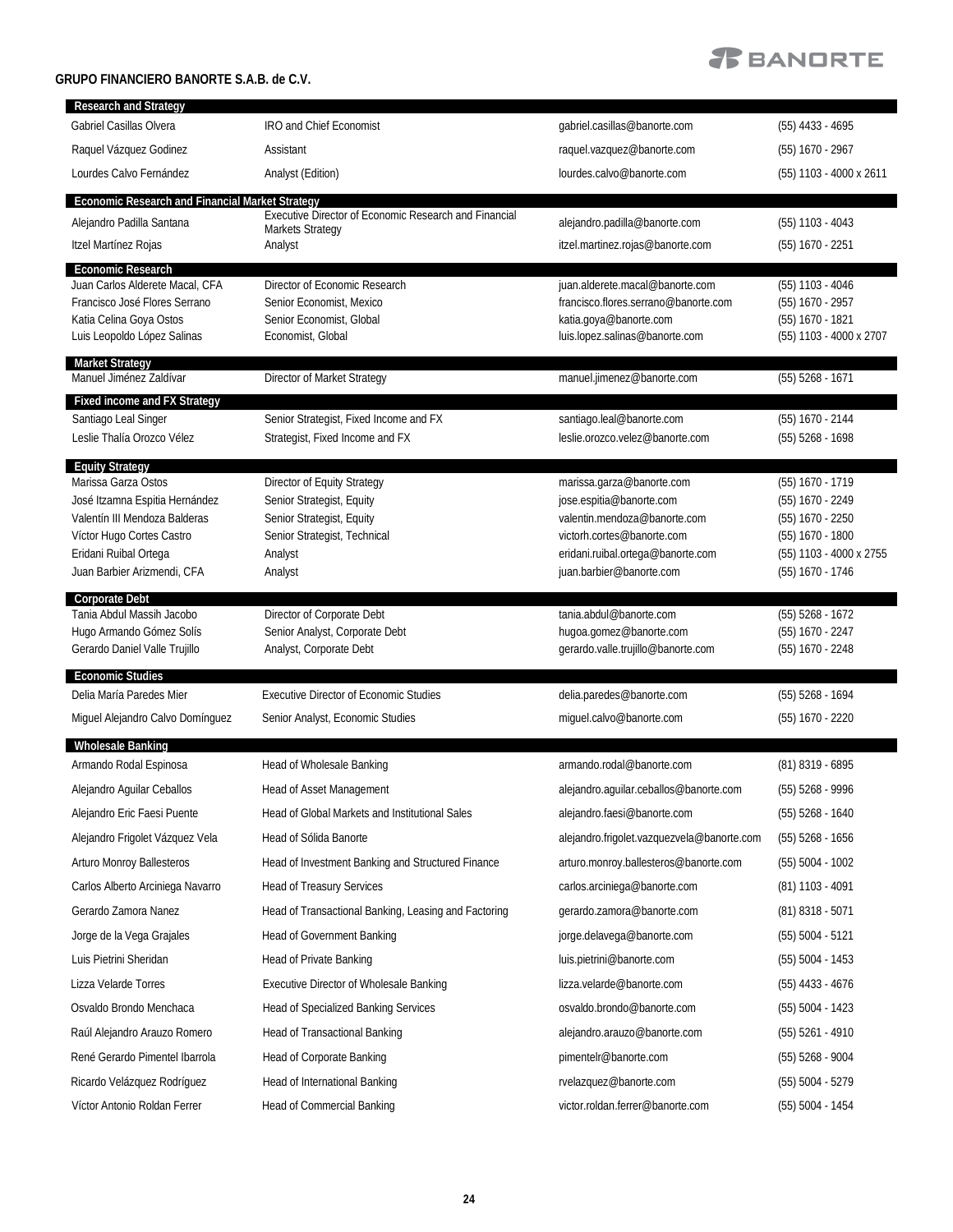**GRUPO FINANCIERO BANORTE S.A.B. de C.V.**

| | | | |
|---|---|---|---|
| **Research and Strategy** | | | |
| Gabriel Casillas Olvera | IRO and Chief Economist | gabriel.casillas@banorte.com | (55) 4433 - 4695 |
| Raquel Vázquez Godinez | Assistant | raquel.vazquez@banorte.com | (55) 1670 - 2967 |
| Lourdes Calvo Fernández | Analyst (Edition) | lourdes.calvo@banorte.com | (55) 1103 - 4000 x 2611 |
| **Economic Research and Financial Market Strategy** | | | |
| Alejandro Padilla Santana | Executive Director of Economic Research and Financial Markets Strategy | alejandro.padilla@banorte.com | (55) 1103 - 4043 |
| Itzel Martínez Rojas | Analyst | itzel.martinez.rojas@banorte.com | (55) 1670 - 2251 |
| **Economic Research** | | | |
| Juan Carlos Alderete Macal, CFA | Director of Economic Research | juan.alderete.macal@banorte.com | (55) 1103 - 4046 |
| Francisco José Flores Serrano | Senior Economist, Mexico | francisco.flores.serrano@banorte.com | (55) 1670 - 2957 |
| Katia Celina Goya Ostos | Senior Economist, Global | katia.goya@banorte.com | (55) 1670 - 1821 |
| Luis Leopoldo López Salinas | Economist, Global | luis.lopez.salinas@banorte.com | (55) 1103 - 4000 x 2707 |
| **Market Strategy** | | | |
| Manuel Jiménez Zaldívar | Director of Market Strategy | manuel.jimenez@banorte.com | (55) 5268 - 1671 |
| **Fixed income and FX Strategy** | | | |
| Santiago Leal Singer | Senior Strategist, Fixed Income and FX | santiago.leal@banorte.com | (55) 1670 - 2144 |
| Leslie Thalía Orozco Vélez | Strategist, Fixed Income and FX | leslie.orozco.velez@banorte.com | (55) 5268 - 1698 |
| **Equity Strategy** | | | |
| Marissa Garza Ostos | Director of Equity Strategy | marissa.garza@banorte.com | (55) 1670 - 1719 |
| José Itzamna Espitia Hernández | Senior Strategist, Equity | jose.espitia@banorte.com | (55) 1670 - 2249 |
| Valentín III Mendoza Balderas | Senior Strategist, Equity | valentin.mendoza@banorte.com | (55) 1670 - 2250 |
| Víctor Hugo Cortes Castro | Senior Strategist, Technical | victorh.cortes@banorte.com | (55) 1670 - 1800 |
| Eridani Ruibal Ortega | Analyst | eridani.ruibal.ortega@banorte.com | (55) 1103 - 4000 x 2755 |
| Juan Barbier Arizmendi, CFA | Analyst | juan.barbier@banorte.com | (55) 1670 - 1746 |
| **Corporate Debt** | | | |
| Tania Abdul Massih Jacobo | Director of Corporate Debt | tania.abdul@banorte.com | (55) 5268 - 1672 |
| Hugo Armando Gómez Solís | Senior Analyst, Corporate Debt | hugoa.gomez@banorte.com | (55) 1670 - 2247 |
| Gerardo Daniel Valle Trujillo | Analyst, Corporate Debt | gerardo.valle.trujillo@banorte.com | (55) 1670 - 2248 |
| **Economic Studies** | | | |
| Delia María Paredes Mier | Executive Director of Economic Studies | delia.paredes@banorte.com | (55) 5268 - 1694 |
| Miguel Alejandro Calvo Domínguez | Senior Analyst, Economic Studies | miguel.calvo@banorte.com | (55) 1670 - 2220 |
| **Wholesale Banking** | | | |
| Armando Rodal Espinosa | Head of Wholesale Banking | armando.rodal@banorte.com | (81) 8319 - 6895 |
| Alejandro Aguilar Ceballos | Head of Asset Management | alejandro.aguilar.ceballos@banorte.com | (55) 5268 - 9996 |
| Alejandro Eric Faesi Puente | Head of Global Markets and Institutional Sales | alejandro.faesi@banorte.com | (55) 5268 - 1640 |
| Alejandro Frigolet Vázquez Vela | Head of Sólida Banorte | alejandro.frigolet.vazquezvela@banorte.com | (55) 5268 - 1656 |
| Arturo Monroy Ballesteros | Head of Investment Banking and Structured Finance | arturo.monroy.ballesteros@banorte.com | (55) 5004 - 1002 |
| Carlos Alberto Arciniega Navarro | Head of Treasury Services | carlos.arciniega@banorte.com | (81) 1103 - 4091 |
| Gerardo Zamora Nanez | Head of Transactional Banking, Leasing and Factoring | gerardo.zamora@banorte.com | (81) 8318 - 5071 |
| Jorge de la Vega Grajales | Head of Government Banking | jorge.delavega@banorte.com | (55) 5004 - 5121 |
| Luis Pietrini Sheridan | Head of Private Banking | luis.pietrini@banorte.com | (55) 5004 - 1453 |
| Lizza Velarde Torres | Executive Director of Wholesale Banking | lizza.velarde@banorte.com | (55) 4433 - 4676 |
| Osvaldo Brondo Menchaca | Head of Specialized Banking Services | osvaldo.brondo@banorte.com | (55) 5004 - 1423 |
| Raúl Alejandro Arauzo Romero | Head of Transactional Banking | alejandro.arauzo@banorte.com | (55) 5261 - 4910 |
| René Gerardo Pimentel Ibarrola | Head of Corporate Banking | pimentelr@banorte.com | (55) 5268 - 9004 |
| Ricardo Velázquez Rodríguez | Head of International Banking | rvelazquez@banorte.com | (55) 5004 - 5279 |
| Víctor Antonio Roldan Ferrer | Head of Commercial Banking | victor.roldan.ferrer@banorte.com | (55) 5004 - 1454 |